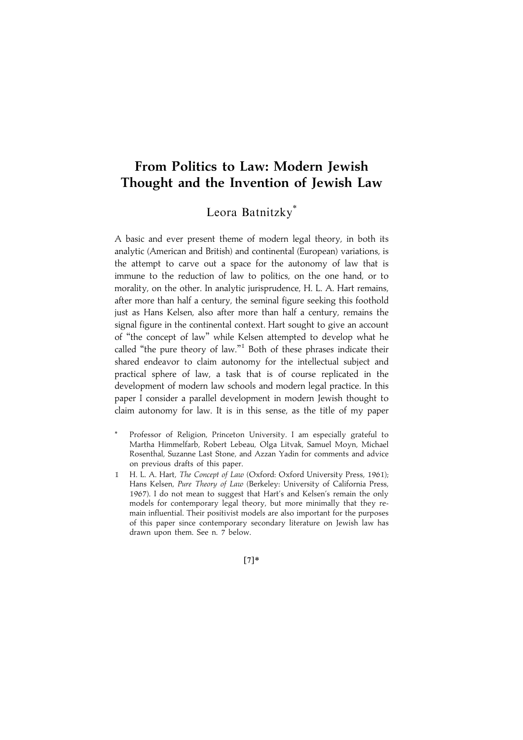# From Politics to Law: Modern Jewish Thought and the Invention of Jewish Law

Leora Batnitzky*

A basic and ever present theme of modern legal theory, in both its analytic (American and British) and continental (European) variations, is the attempt to carve out a space for the autonomy of law that is immune to the reduction of law to politics, on the one hand, or to morality, on the other. In analytic jurisprudence, H. L. A. Hart remains, after more than half a century, the seminal figure seeking this foothold just as Hans Kelsen, also after more than half a century, remains the signal figure in the continental context. Hart sought to give an account of "the concept of law" while Kelsen attempted to develop what he called "the pure theory of law."[1] Both of these phrases indicate their shared endeavor to claim autonomy for the intellectual subject and practical sphere of law, a task that is of course replicated in the development of modern law schools and modern legal practice. In this paper I consider a parallel development in modern Jewish thought to claim autonomy for law. It is in this sense, as the title of my paper

\* Professor of Religion, Princeton University. I am especially grateful to Martha Himmelfarb, Robert Lebeau, Olga Litvak, Samuel Moyn, Michael Rosenthal, Suzanne Last Stone, and Azzan Yadin for comments and advice on previous drafts of this paper.

1 H. L. A. Hart, *The Concept of Law* (Oxford: Oxford University Press, 1961); Hans Kelsen, *Pure Theory of Law* (Berkeley: University of California Press, 1967). I do not mean to suggest that Hart's and Kelsen's remain the only models for contemporary legal theory, but more minimally that they remain influential. Their positivist models are also important for the purposes of this paper since contemporary secondary literature on Jewish law has drawn upon them. See n. 7 below.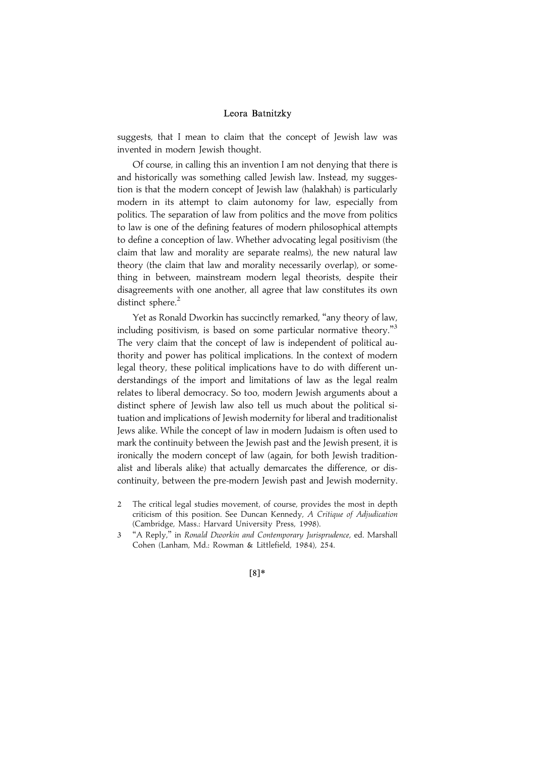suggests, that I mean to claim that the concept of Jewish law was invented in modern Jewish thought.

Of course, in calling this an invention I am not denying that there is and historically was something called Jewish law. Instead, my suggestion is that the modern concept of Jewish law (halakhah) is particularly modern in its attempt to claim autonomy for law, especially from politics. The separation of law from politics and the move from politics to law is one of the defining features of modern philosophical attempts to define a conception of law. Whether advocating legal positivism (the claim that law and morality are separate realms), the new natural law theory (the claim that law and morality necessarily overlap), or something in between, mainstream modern legal theorists, despite their disagreements with one another, all agree that law constitutes its own distinct sphere.[2]

Yet as Ronald Dworkin has succinctly remarked, "any theory of law, including positivism, is based on some particular normative theory."[3] The very claim that the concept of law is independent of political authority and power has political implications. In the context of modern legal theory, these political implications have to do with different understandings of the import and limitations of law as the legal realm relates to liberal democracy. So too, modern Jewish arguments about a distinct sphere of Jewish law also tell us much about the political situation and implications of Jewish modernity for liberal and traditionalist Jews alike. While the concept of law in modern Judaism is often used to mark the continuity between the Jewish past and the Jewish present, it is ironically the modern concept of law (again, for both Jewish traditionalist and liberals alike) that actually demarcates the difference, or discontinuity, between the pre-modern Jewish past and Jewish modernity.

2 The critical legal studies movement, of course, provides the most in depth criticism of this position. See Duncan Kennedy, *A Critique of Adjudication* (Cambridge, Mass.: Harvard University Press, 1998).

3 "A Reply," in *Ronald Dworkin and Contemporary Jurisprudence*, ed. Marshall Cohen (Lanham, Md.: Rowman & Littlefield, 1984), 254.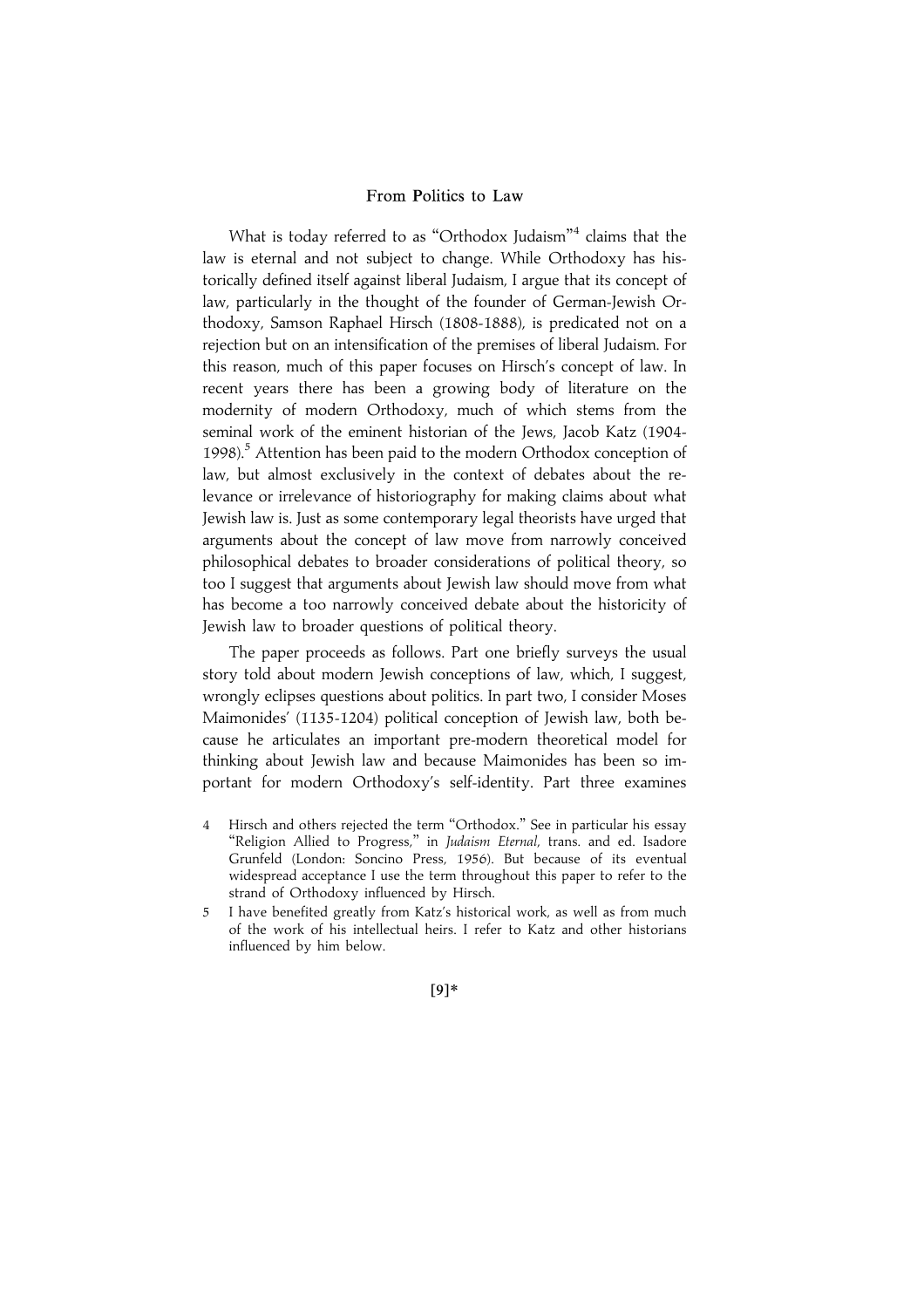What is today referred to as "Orthodox Judaism"[4] claims that the law is eternal and not subject to change. While Orthodoxy has historically defined itself against liberal Judaism, I argue that its concept of law, particularly in the thought of the founder of German-Jewish Orthodoxy, Samson Raphael Hirsch (1808-1888), is predicated not on a rejection but on an intensification of the premises of liberal Judaism. For this reason, much of this paper focuses on Hirsch's concept of law. In recent years there has been a growing body of literature on the modernity of modern Orthodoxy, much of which stems from the seminal work of the eminent historian of the Jews, Jacob Katz (1904-1998).[5] Attention has been paid to the modern Orthodox conception of law, but almost exclusively in the context of debates about the relevance or irrelevance of historiography for making claims about what Jewish law is. Just as some contemporary legal theorists have urged that arguments about the concept of law move from narrowly conceived philosophical debates to broader considerations of political theory, so too I suggest that arguments about Jewish law should move from what has become a too narrowly conceived debate about the historicity of Jewish law to broader questions of political theory.

The paper proceeds as follows. Part one briefly surveys the usual story told about modern Jewish conceptions of law, which, I suggest, wrongly eclipses questions about politics. In part two, I consider Moses Maimonides' (1135-1204) political conception of Jewish law, both because he articulates an important pre-modern theoretical model for thinking about Jewish law and because Maimonides has been so important for modern Orthodoxy's self-identity. Part three examines

4 Hirsch and others rejected the term "Orthodox." See in particular his essay "Religion Allied to Progress," in *Judaism Eternal*, trans. and ed. Isadore Grunfeld (London: Soncino Press, 1956). But because of its eventual widespread acceptance I use the term throughout this paper to refer to the strand of Orthodoxy influenced by Hirsch.

5 I have benefited greatly from Katz's historical work, as well as from much of the work of his intellectual heirs. I refer to Katz and other historians influenced by him below.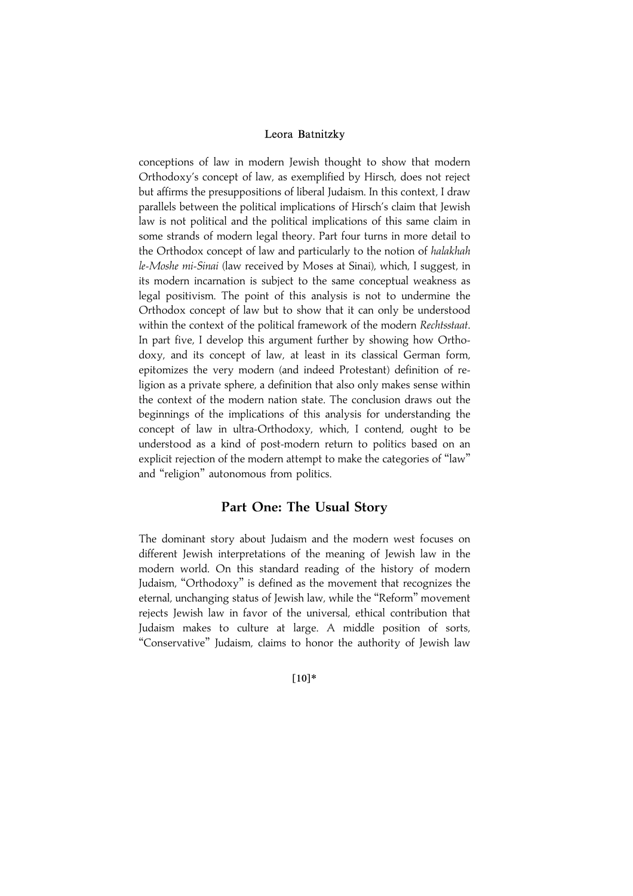conceptions of law in modern Jewish thought to show that modern Orthodoxy's concept of law, as exemplified by Hirsch, does not reject but affirms the presuppositions of liberal Judaism. In this context, I draw parallels between the political implications of Hirsch's claim that Jewish law is not political and the political implications of this same claim in some strands of modern legal theory. Part four turns in more detail to the Orthodox concept of law and particularly to the notion of *halakhah le-Moshe mi-Sinai* (law received by Moses at Sinai), which, I suggest, in its modern incarnation is subject to the same conceptual weakness as legal positivism. The point of this analysis is not to undermine the Orthodox concept of law but to show that it can only be understood within the context of the political framework of the modern *Rechtsstaat*. In part five, I develop this argument further by showing how Orthodoxy, and its concept of law, at least in its classical German form, epitomizes the very modern (and indeed Protestant) definition of religion as a private sphere, a definition that also only makes sense within the context of the modern nation state. The conclusion draws out the beginnings of the implications of this analysis for understanding the concept of law in ultra-Orthodoxy, which, I contend, ought to be understood as a kind of post-modern return to politics based on an explicit rejection of the modern attempt to make the categories of "law" and "religion" autonomous from politics.

## Part One: The Usual Story

The dominant story about Judaism and the modern west focuses on different Jewish interpretations of the meaning of Jewish law in the modern world. On this standard reading of the history of modern Judaism, "Orthodoxy" is defined as the movement that recognizes the eternal, unchanging status of Jewish law, while the "Reform" movement rejects Jewish law in favor of the universal, ethical contribution that Judaism makes to culture at large. A middle position of sorts, "Conservative" Judaism, claims to honor the authority of Jewish law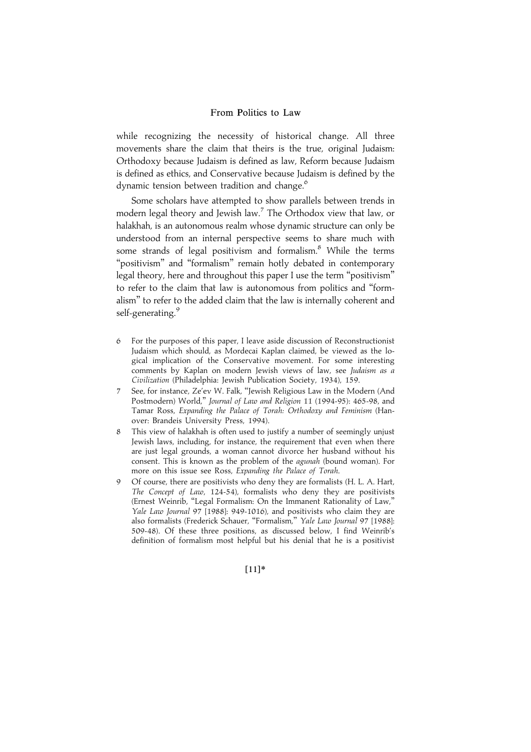while recognizing the necessity of historical change. All three movements share the claim that theirs is the true, original Judaism: Orthodoxy because Judaism is defined as law, Reform because Judaism is defined as ethics, and Conservative because Judaism is defined by the dynamic tension between tradition and change.[6]

Some scholars have attempted to show parallels between trends in modern legal theory and Jewish law.[7] The Orthodox view that law, or halakhah, is an autonomous realm whose dynamic structure can only be understood from an internal perspective seems to share much with some strands of legal positivism and formalism.[8] While the terms "positivism" and "formalism" remain hotly debated in contemporary legal theory, here and throughout this paper I use the term "positivism" to refer to the claim that law is autonomous from politics and "formalism" to refer to the added claim that the law is internally coherent and self-generating.[9]

6 For the purposes of this paper, I leave aside discussion of Reconstructionist Judaism which should, as Mordecai Kaplan claimed, be viewed as the logical implication of the Conservative movement. For some interesting comments by Kaplan on modern Jewish views of law, see *Judaism as a Civilization* (Philadelphia: Jewish Publication Society, 1934), 159.

7 See, for instance, Ze'ev W. Falk, "Jewish Religious Law in the Modern (And Postmodern) World," *Journal of Law and Religion* 11 (1994-95): 465-98, and Tamar Ross, *Expanding the Palace of Torah: Orthodoxy and Feminism* (Hanover: Brandeis University Press, 1994).

8 This view of halakhah is often used to justify a number of seemingly unjust Jewish laws, including, for instance, the requirement that even when there are just legal grounds, a woman cannot divorce her husband without his consent. This is known as the problem of the *agunah* (bound woman). For more on this issue see Ross, *Expanding the Palace of Torah*.

9 Of course, there are positivists who deny they are formalists (H. L. A. Hart, *The Concept of Law*, 124-54), formalists who deny they are positivists (Ernest Weinrib, "Legal Formalism: On the Immanent Rationality of Law," *Yale Law Journal* 97 [1988]: 949-1016), and positivists who claim they are also formalists (Frederick Schauer, "Formalism," *Yale Law Journal* 97 [1988]: 509-48). Of these three positions, as discussed below, I find Weinrib's definition of formalism most helpful but his denial that he is a positivist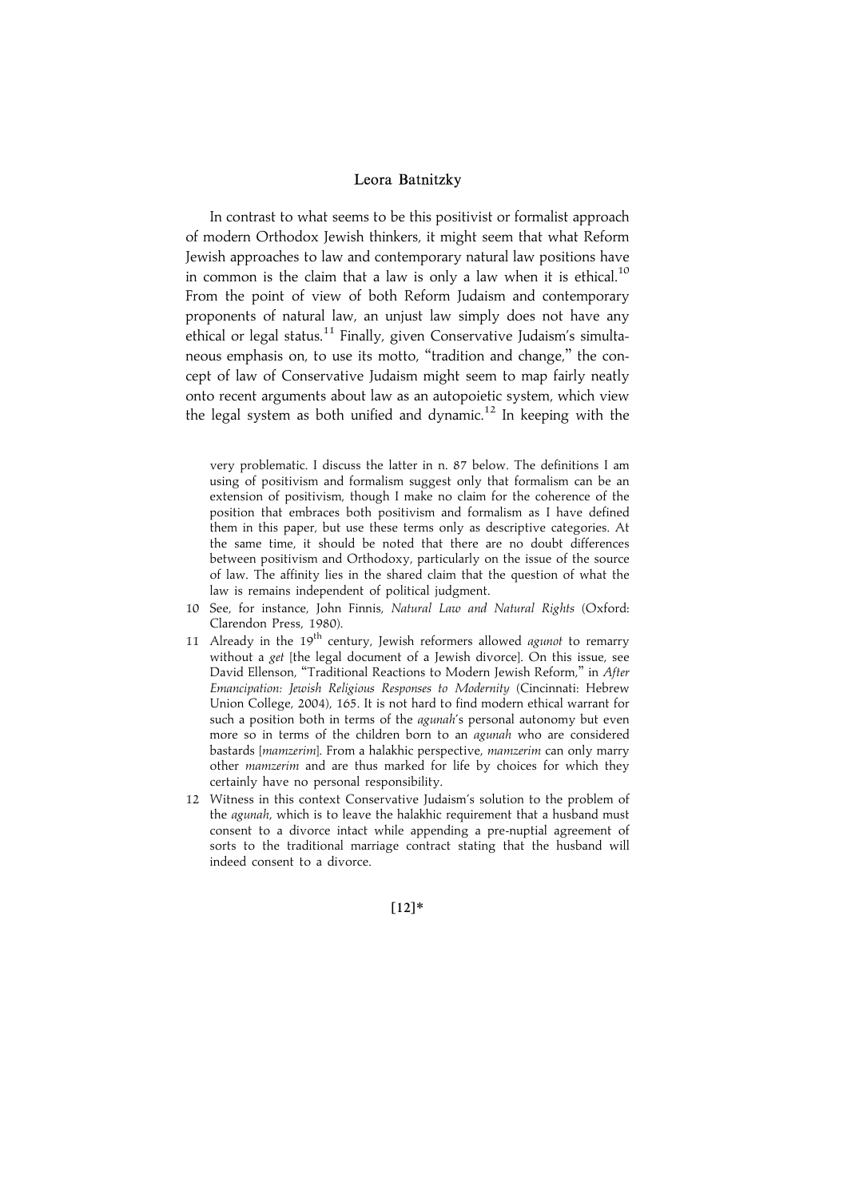In contrast to what seems to be this positivist or formalist approach of modern Orthodox Jewish thinkers, it might seem that what Reform Jewish approaches to law and contemporary natural law positions have in common is the claim that a law is only a law when it is ethical.[10] From the point of view of both Reform Judaism and contemporary proponents of natural law, an unjust law simply does not have any ethical or legal status.[11] Finally, given Conservative Judaism's simultaneous emphasis on, to use its motto, "tradition and change," the concept of law of Conservative Judaism might seem to map fairly neatly onto recent arguments about law as an autopoietic system, which view the legal system as both unified and dynamic.[12] In keeping with the

very problematic. I discuss the latter in n. 87 below. The definitions I am using of positivism and formalism suggest only that formalism can be an extension of positivism, though I make no claim for the coherence of the position that embraces both positivism and formalism as I have defined them in this paper, but use these terms only as descriptive categories. At the same time, it should be noted that there are no doubt differences between positivism and Orthodoxy, particularly on the issue of the source of law. The affinity lies in the shared claim that the question of what the law is remains independent of political judgment.

10 See, for instance, John Finnis, *Natural Law and Natural Rights* (Oxford: Clarendon Press, 1980).

11 Already in the 19th century, Jewish reformers allowed *agunot* to remarry without a *get* [the legal document of a Jewish divorce]. On this issue, see David Ellenson, "Traditional Reactions to Modern Jewish Reform," in *After Emancipation: Jewish Religious Responses to Modernity* (Cincinnati: Hebrew Union College, 2004), 165. It is not hard to find modern ethical warrant for such a position both in terms of the *agunah*'s personal autonomy but even more so in terms of the children born to an *agunah* who are considered bastards [*mamzerim*]. From a halakhic perspective, *mamzerim* can only marry other *mamzerim* and are thus marked for life by choices for which they certainly have no personal responsibility.

12 Witness in this context Conservative Judaism's solution to the problem of the *agunah*, which is to leave the halakhic requirement that a husband must consent to a divorce intact while appending a pre-nuptial agreement of sorts to the traditional marriage contract stating that the husband will indeed consent to a divorce.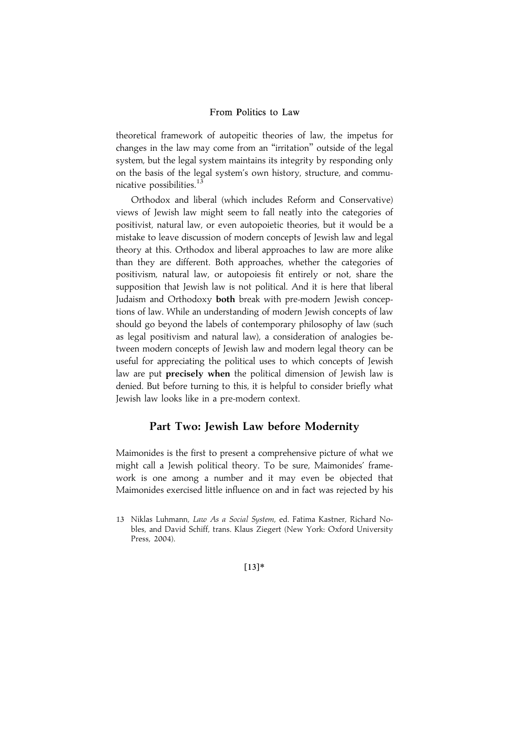theoretical framework of autopeitic theories of law, the impetus for changes in the law may come from an "irritation" outside of the legal system, but the legal system maintains its integrity by responding only on the basis of the legal system's own history, structure, and communicative possibilities.[13]

Orthodox and liberal (which includes Reform and Conservative) views of Jewish law might seem to fall neatly into the categories of positivist, natural law, or even autopoietic theories, but it would be a mistake to leave discussion of modern concepts of Jewish law and legal theory at this. Orthodox and liberal approaches to law are more alike than they are different. Both approaches, whether the categories of positivism, natural law, or autopoiesis fit entirely or not, share the supposition that Jewish law is not political. And it is here that liberal Judaism and Orthodoxy **both** break with pre-modern Jewish conceptions of law. While an understanding of modern Jewish concepts of law should go beyond the labels of contemporary philosophy of law (such as legal positivism and natural law), a consideration of analogies between modern concepts of Jewish law and modern legal theory can be useful for appreciating the political uses to which concepts of Jewish law are put **precisely when** the political dimension of Jewish law is denied. But before turning to this, it is helpful to consider briefly what Jewish law looks like in a pre-modern context.

## Part Two: Jewish Law before Modernity

Maimonides is the first to present a comprehensive picture of what we might call a Jewish political theory. To be sure, Maimonides' framework is one among a number and it may even be objected that Maimonides exercised little influence on and in fact was rejected by his

13 Niklas Luhmann, *Law As a Social System*, ed. Fatima Kastner, Richard Nobles, and David Schiff, trans. Klaus Ziegert (New York: Oxford University Press, 2004).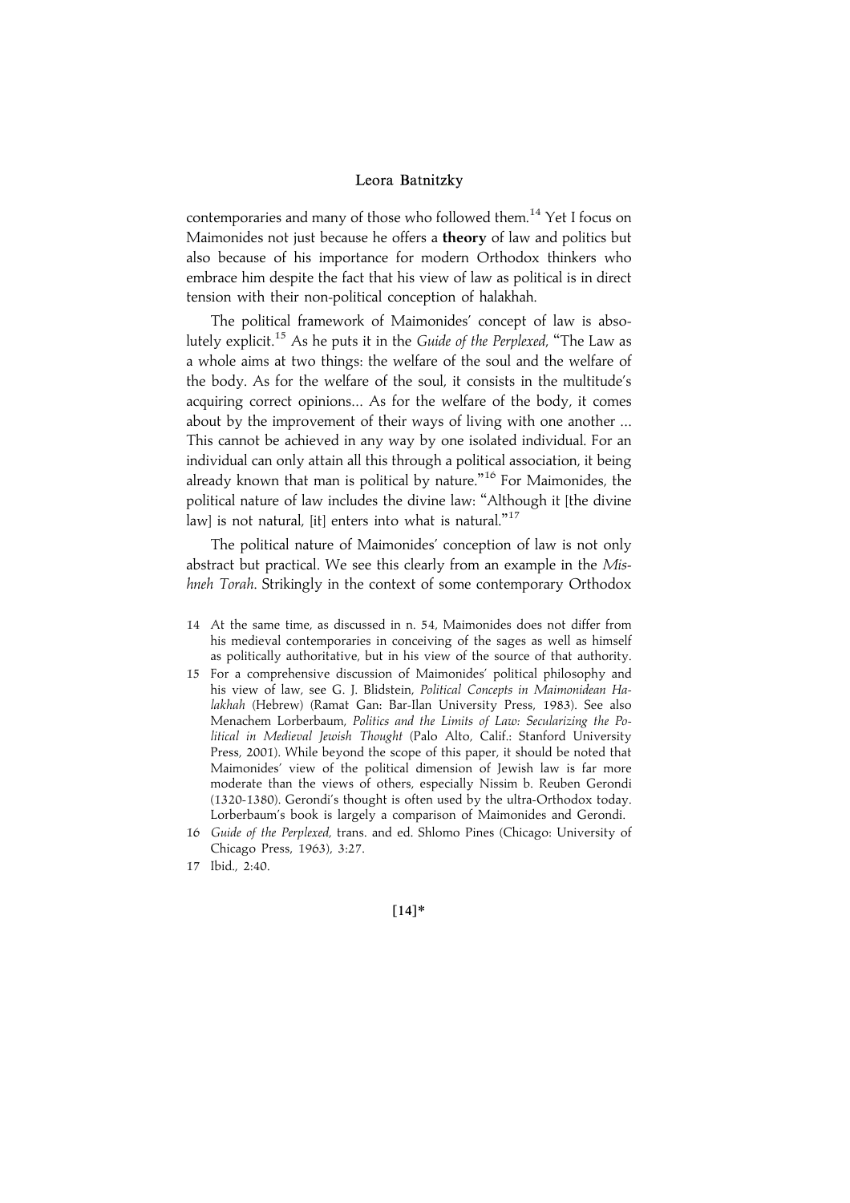contemporaries and many of those who followed them.[14] Yet I focus on Maimonides not just because he offers a **theory** of law and politics but also because of his importance for modern Orthodox thinkers who embrace him despite the fact that his view of law as political is in direct tension with their non-political conception of halakhah.

The political framework of Maimonides' concept of law is absolutely explicit.[15] As he puts it in the *Guide of the Perplexed*, "The Law as a whole aims at two things: the welfare of the soul and the welfare of the body. As for the welfare of the soul, it consists in the multitude's acquiring correct opinions... As for the welfare of the body, it comes about by the improvement of their ways of living with one another ... This cannot be achieved in any way by one isolated individual. For an individual can only attain all this through a political association, it being already known that man is political by nature."[16] For Maimonides, the political nature of law includes the divine law: "Although it [the divine law] is not natural, [it] enters into what is natural."[17]

The political nature of Maimonides' conception of law is not only abstract but practical. We see this clearly from an example in the *Mishneh Torah*. Strikingly in the context of some contemporary Orthodox

14 At the same time, as discussed in n. 54, Maimonides does not differ from his medieval contemporaries in conceiving of the sages as well as himself as politically authoritative, but in his view of the source of that authority.

15 For a comprehensive discussion of Maimonides' political philosophy and his view of law, see G. J. Blidstein, *Political Concepts in Maimonidean Halakhah* (Hebrew) (Ramat Gan: Bar-Ilan University Press, 1983). See also Menachem Lorberbaum, *Politics and the Limits of Law: Secularizing the Political in Medieval Jewish Thought* (Palo Alto, Calif.: Stanford University Press, 2001). While beyond the scope of this paper, it should be noted that Maimonides' view of the political dimension of Jewish law is far more moderate than the views of others, especially Nissim b. Reuben Gerondi (1320-1380). Gerondi's thought is often used by the ultra-Orthodox today. Lorberbaum's book is largely a comparison of Maimonides and Gerondi.

16 *Guide of the Perplexed*, trans. and ed. Shlomo Pines (Chicago: University of Chicago Press, 1963), 3:27.

17 Ibid., 2:40.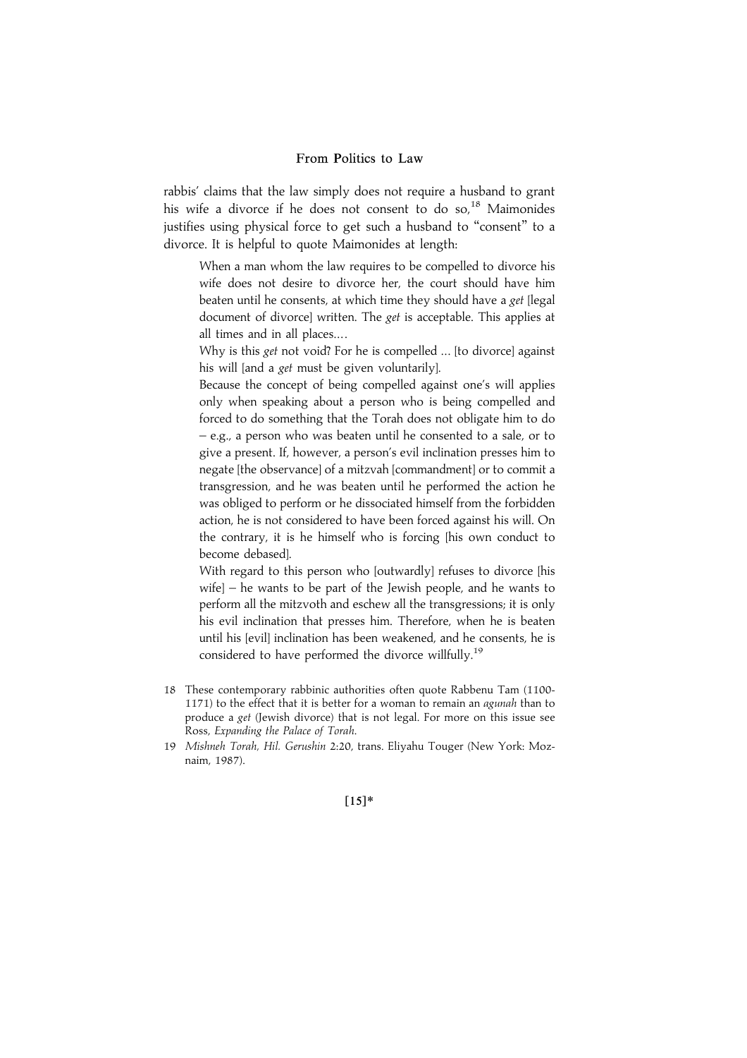rabbis' claims that the law simply does not require a husband to grant his wife a divorce if he does not consent to do so,[18] Maimonides justifies using physical force to get such a husband to "consent" to a divorce. It is helpful to quote Maimonides at length:

> When a man whom the law requires to be compelled to divorce his wife does not desire to divorce her, the court should have him beaten until he consents, at which time they should have a *get* [legal document of divorce] written. The *get* is acceptable. This applies at all times and in all places....
>
> Why is this *get* not void? For he is compelled ... [to divorce] against his will [and a *get* must be given voluntarily].
>
> Because the concept of being compelled against one's will applies only when speaking about a person who is being compelled and forced to do something that the Torah does not obligate him to do – e.g., a person who was beaten until he consented to a sale, or to give a present. If, however, a person's evil inclination presses him to negate [the observance] of a mitzvah [commandment] or to commit a transgression, and he was beaten until he performed the action he was obliged to perform or he dissociated himself from the forbidden action, he is not considered to have been forced against his will. On the contrary, it is he himself who is forcing [his own conduct to become debased].
>
> With regard to this person who [outwardly] refuses to divorce [his wife] – he wants to be part of the Jewish people, and he wants to perform all the mitzvoth and eschew all the transgressions; it is only his evil inclination that presses him. Therefore, when he is beaten until his [evil] inclination has been weakened, and he consents, he is considered to have performed the divorce willfully.[19]

---

18 These contemporary rabbinic authorities often quote Rabbenu Tam (1100-1171) to the effect that it is better for a woman to remain an *agunah* than to produce a *get* (Jewish divorce) that is not legal. For more on this issue see Ross, *Expanding the Palace of Torah*.

19 *Mishneh Torah, Hil. Gerushin* 2:20, trans. Eliyahu Touger (New York: Moznaim, 1987).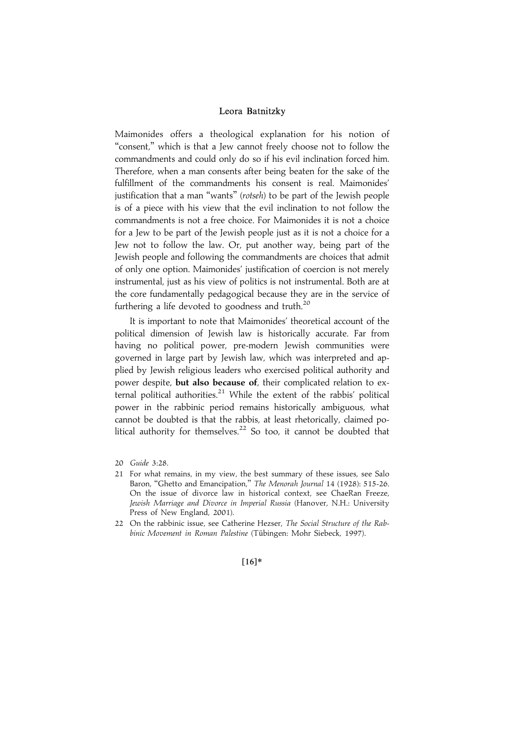Maimonides offers a theological explanation for his notion of "consent," which is that a Jew cannot freely choose not to follow the commandments and could only do so if his evil inclination forced him. Therefore, when a man consents after being beaten for the sake of the fulfillment of the commandments his consent is real. Maimonides' justification that a man "wants" (*rotseh*) to be part of the Jewish people is of a piece with his view that the evil inclination to not follow the commandments is not a free choice. For Maimonides it is not a choice for a Jew to be part of the Jewish people just as it is not a choice for a Jew not to follow the law. Or, put another way, being part of the Jewish people and following the commandments are choices that admit of only one option. Maimonides' justification of coercion is not merely instrumental, just as his view of politics is not instrumental. Both are at the core fundamentally pedagogical because they are in the service of furthering a life devoted to goodness and truth.[20]

It is important to note that Maimonides' theoretical account of the political dimension of Jewish law is historically accurate. Far from having no political power, pre-modern Jewish communities were governed in large part by Jewish law, which was interpreted and applied by Jewish religious leaders who exercised political authority and power despite, **but also because of**, their complicated relation to external political authorities.[21] While the extent of the rabbis' political power in the rabbinic period remains historically ambiguous, what cannot be doubted is that the rabbis, at least rhetorically, claimed political authority for themselves.[22] So too, it cannot be doubted that

20 *Guide* 3:28.

21 For what remains, in my view, the best summary of these issues, see Salo Baron, "Ghetto and Emancipation," *The Menorah Journal* 14 (1928): 515-26. On the issue of divorce law in historical context, see ChaeRan Freeze, *Jewish Marriage and Divorce in Imperial Russia* (Hanover, N.H.: University Press of New England, 2001).

22 On the rabbinic issue, see Catherine Hezser, *The Social Structure of the Rabbinic Movement in Roman Palestine* (Tübingen: Mohr Siebeck, 1997).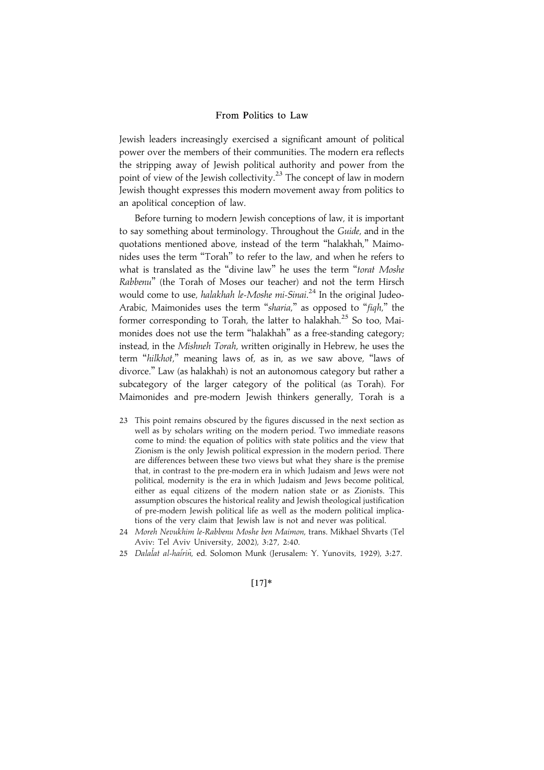Jewish leaders increasingly exercised a significant amount of political power over the members of their communities. The modern era reflects the stripping away of Jewish political authority and power from the point of view of the Jewish collectivity.[23] The concept of law in modern Jewish thought expresses this modern movement away from politics to an apolitical conception of law.

Before turning to modern Jewish conceptions of law, it is important to say something about terminology. Throughout the *Guide*, and in the quotations mentioned above, instead of the term "halakhah," Maimonides uses the term "Torah" to refer to the law, and when he refers to what is translated as the "divine law" he uses the term "*torat Moshe Rabbenu*" (the Torah of Moses our teacher) and not the term Hirsch would come to use, *halakhah le-Moshe mi-Sinai*.[24] In the original Judeo-Arabic, Maimonides uses the term "*sharia*," as opposed to "*fiqh*," the former corresponding to Torah, the latter to halakhah.[25] So too, Maimonides does not use the term "halakhah" as a free-standing category; instead, in the *Mishneh Torah*, written originally in Hebrew, he uses the term "*hilkhot*," meaning laws of, as in, as we saw above, "laws of divorce." Law (as halakhah) is not an autonomous category but rather a subcategory of the larger category of the political (as Torah). For Maimonides and pre-modern Jewish thinkers generally, Torah is a

23 This point remains obscured by the figures discussed in the next section as well as by scholars writing on the modern period. Two immediate reasons come to mind: the equation of politics with state politics and the view that Zionism is the only Jewish political expression in the modern period. There are differences between these two views but what they share is the premise that, in contrast to the pre-modern era in which Judaism and Jews were not political, modernity is the era in which Judaism and Jews become political, either as equal citizens of the modern nation state or as Zionists. This assumption obscures the historical reality and Jewish theological justification of pre-modern Jewish political life as well as the modern political implications of the very claim that Jewish law is not and never was political.

24 *Moreh Nevukhim le-Rabbenu Moshe ben Maimon*, trans. Mikhael Shvarts (Tel Aviv: Tel Aviv University, 2002), 3:27, 2:40.

25 *Dalālat al-ḥā'irīn*, ed. Solomon Munk (Jerusalem: Y. Yunovits, 1929), 3:27.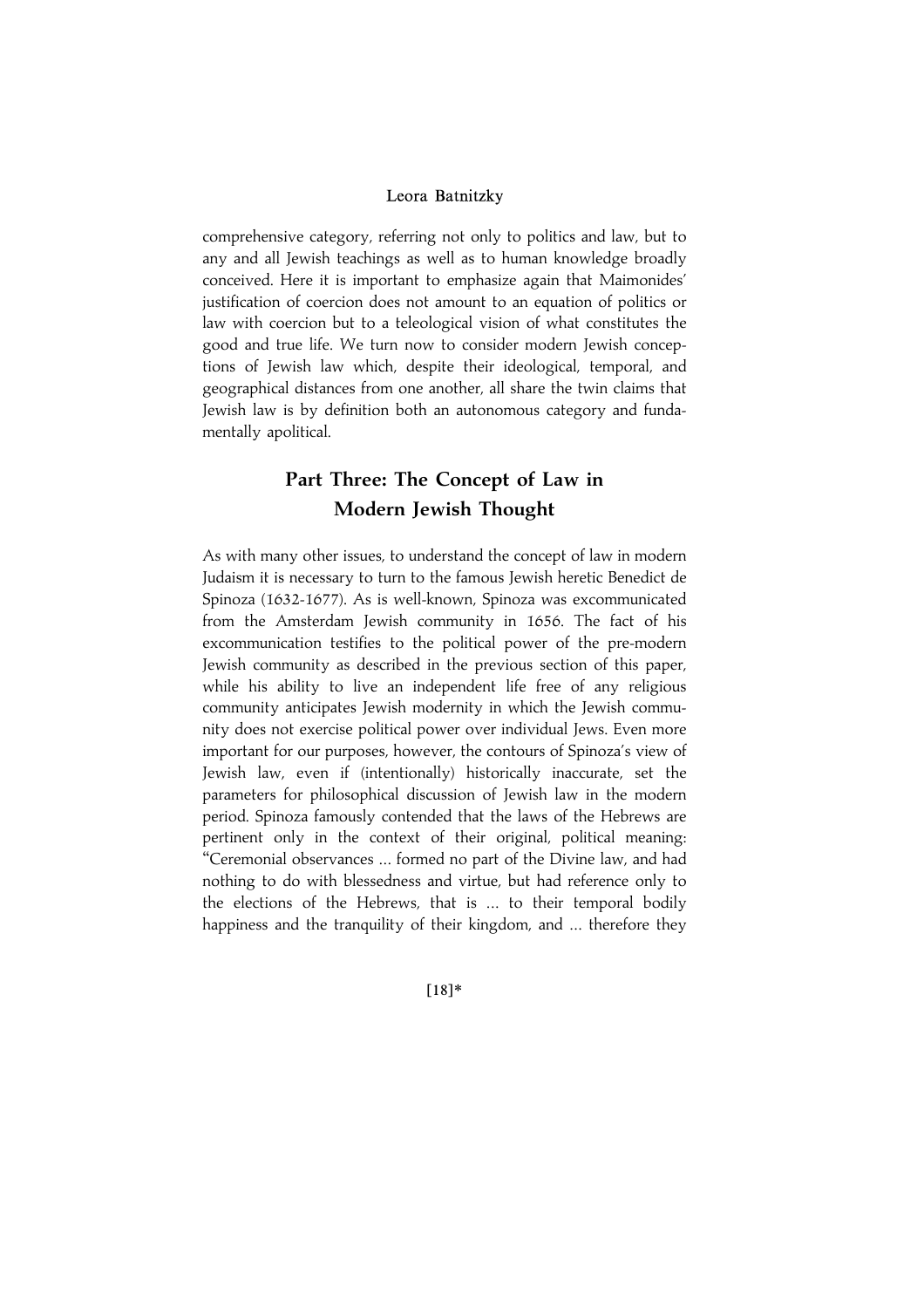comprehensive category, referring not only to politics and law, but to any and all Jewish teachings as well as to human knowledge broadly conceived. Here it is important to emphasize again that Maimonides' justification of coercion does not amount to an equation of politics or law with coercion but to a teleological vision of what constitutes the good and true life. We turn now to consider modern Jewish conceptions of Jewish law which, despite their ideological, temporal, and geographical distances from one another, all share the twin claims that Jewish law is by definition both an autonomous category and fundamentally apolitical.

## Part Three: The Concept of Law in Modern Jewish Thought

As with many other issues, to understand the concept of law in modern Judaism it is necessary to turn to the famous Jewish heretic Benedict de Spinoza (1632-1677). As is well-known, Spinoza was excommunicated from the Amsterdam Jewish community in 1656. The fact of his excommunication testifies to the political power of the pre-modern Jewish community as described in the previous section of this paper, while his ability to live an independent life free of any religious community anticipates Jewish modernity in which the Jewish community does not exercise political power over individual Jews. Even more important for our purposes, however, the contours of Spinoza's view of Jewish law, even if (intentionally) historically inaccurate, set the parameters for philosophical discussion of Jewish law in the modern period. Spinoza famously contended that the laws of the Hebrews are pertinent only in the context of their original, political meaning: "Ceremonial observances ... formed no part of the Divine law, and had nothing to do with blessedness and virtue, but had reference only to the elections of the Hebrews, that is ... to their temporal bodily happiness and the tranquility of their kingdom, and ... therefore they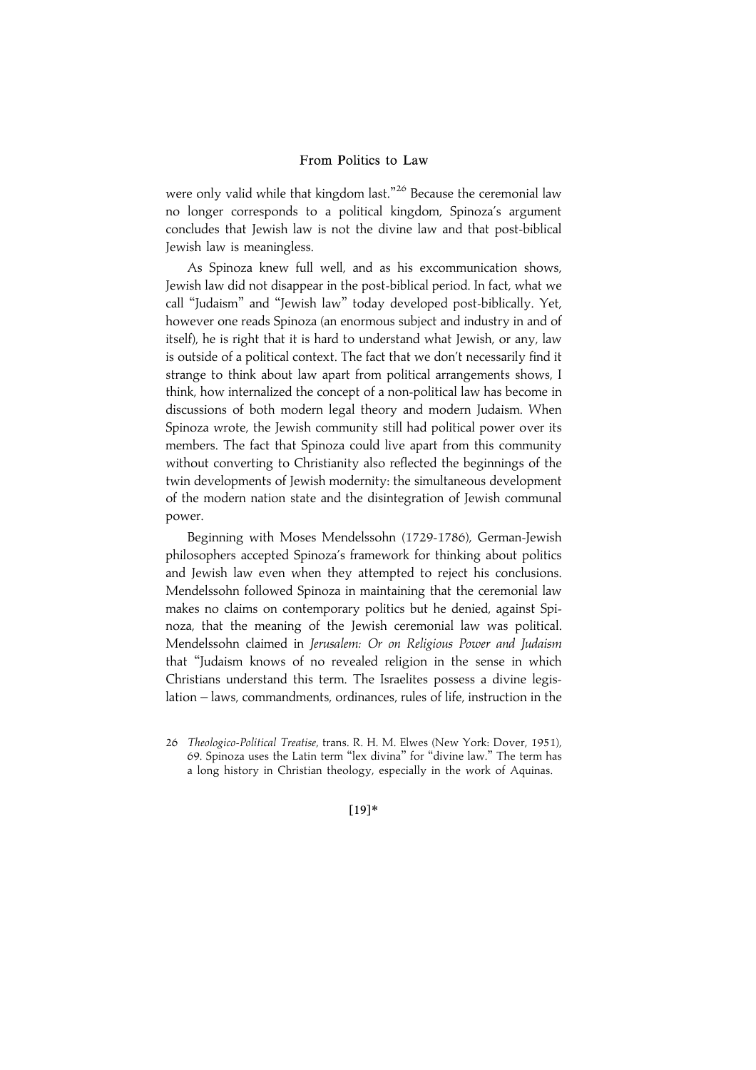were only valid while that kingdom last."[26] Because the ceremonial law no longer corresponds to a political kingdom, Spinoza's argument concludes that Jewish law is not the divine law and that post-biblical Jewish law is meaningless.

As Spinoza knew full well, and as his excommunication shows, Jewish law did not disappear in the post-biblical period. In fact, what we call "Judaism" and "Jewish law" today developed post-biblically. Yet, however one reads Spinoza (an enormous subject and industry in and of itself), he is right that it is hard to understand what Jewish, or any, law is outside of a political context. The fact that we don't necessarily find it strange to think about law apart from political arrangements shows, I think, how internalized the concept of a non-political law has become in discussions of both modern legal theory and modern Judaism. When Spinoza wrote, the Jewish community still had political power over its members. The fact that Spinoza could live apart from this community without converting to Christianity also reflected the beginnings of the twin developments of Jewish modernity: the simultaneous development of the modern nation state and the disintegration of Jewish communal power.

Beginning with Moses Mendelssohn (1729-1786), German-Jewish philosophers accepted Spinoza's framework for thinking about politics and Jewish law even when they attempted to reject his conclusions. Mendelssohn followed Spinoza in maintaining that the ceremonial law makes no claims on contemporary politics but he denied, against Spinoza, that the meaning of the Jewish ceremonial law was political. Mendelssohn claimed in *Jerusalem: Or on Religious Power and Judaism* that "Judaism knows of no revealed religion in the sense in which Christians understand this term. The Israelites possess a divine legislation – laws, commandments, ordinances, rules of life, instruction in the

26 *Theologico-Political Treatise*, trans. R. H. M. Elwes (New York: Dover, 1951), 69. Spinoza uses the Latin term "lex divina" for "divine law." The term has a long history in Christian theology, especially in the work of Aquinas.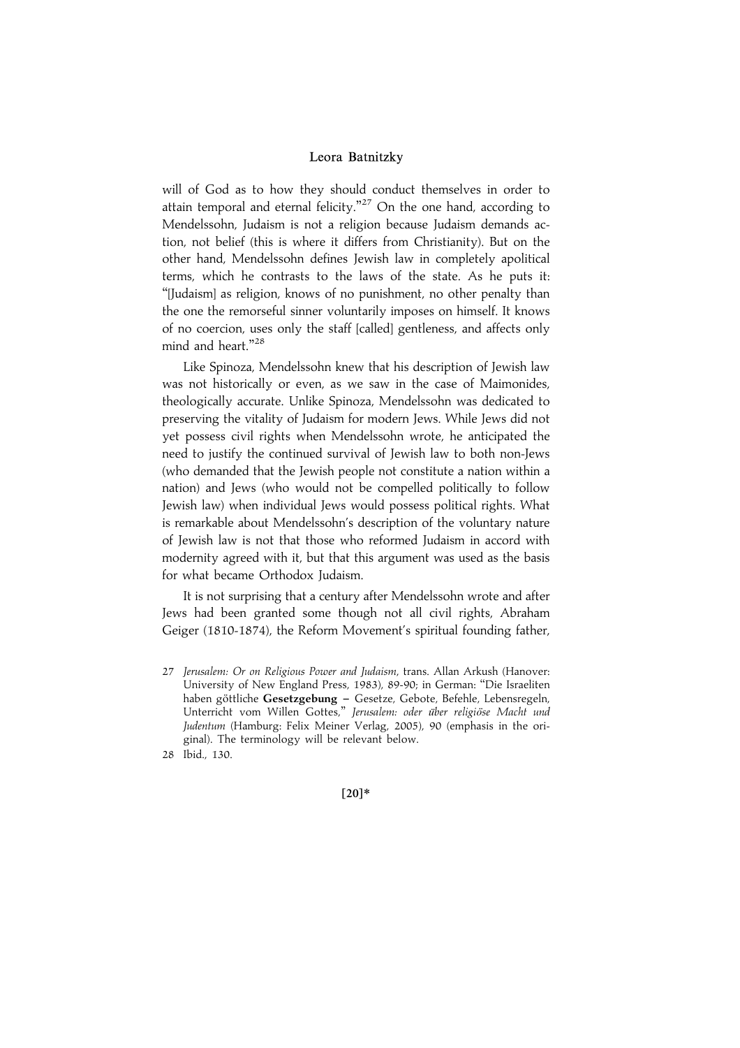will of God as to how they should conduct themselves in order to attain temporal and eternal felicity."[27] On the one hand, according to Mendelssohn, Judaism is not a religion because Judaism demands action, not belief (this is where it differs from Christianity). But on the other hand, Mendelssohn defines Jewish law in completely apolitical terms, which he contrasts to the laws of the state. As he puts it: "[Judaism] as religion, knows of no punishment, no other penalty than the one the remorseful sinner voluntarily imposes on himself. It knows of no coercion, uses only the staff [called] gentleness, and affects only mind and heart."[28]

Like Spinoza, Mendelssohn knew that his description of Jewish law was not historically or even, as we saw in the case of Maimonides, theologically accurate. Unlike Spinoza, Mendelssohn was dedicated to preserving the vitality of Judaism for modern Jews. While Jews did not yet possess civil rights when Mendelssohn wrote, he anticipated the need to justify the continued survival of Jewish law to both non-Jews (who demanded that the Jewish people not constitute a nation within a nation) and Jews (who would not be compelled politically to follow Jewish law) when individual Jews would possess political rights. What is remarkable about Mendelssohn's description of the voluntary nature of Jewish law is not that those who reformed Judaism in accord with modernity agreed with it, but that this argument was used as the basis for what became Orthodox Judaism.

It is not surprising that a century after Mendelssohn wrote and after Jews had been granted some though not all civil rights, Abraham Geiger (1810-1874), the Reform Movement's spiritual founding father,

---

27 *Jerusalem: Or on Religious Power and Judaism*, trans. Allan Arkush (Hanover: University of New England Press, 1983), 89-90; in German: "Die Israeliten haben göttliche **Gesetzgebung** – Gesetze, Gebote, Befehle, Lebensregeln, Unterricht vom Willen Gottes," *Jerusalem: oder über religiöse Macht und Judentum* (Hamburg: Felix Meiner Verlag, 2005), 90 (emphasis in the original). The terminology will be relevant below.

28 Ibid., 130.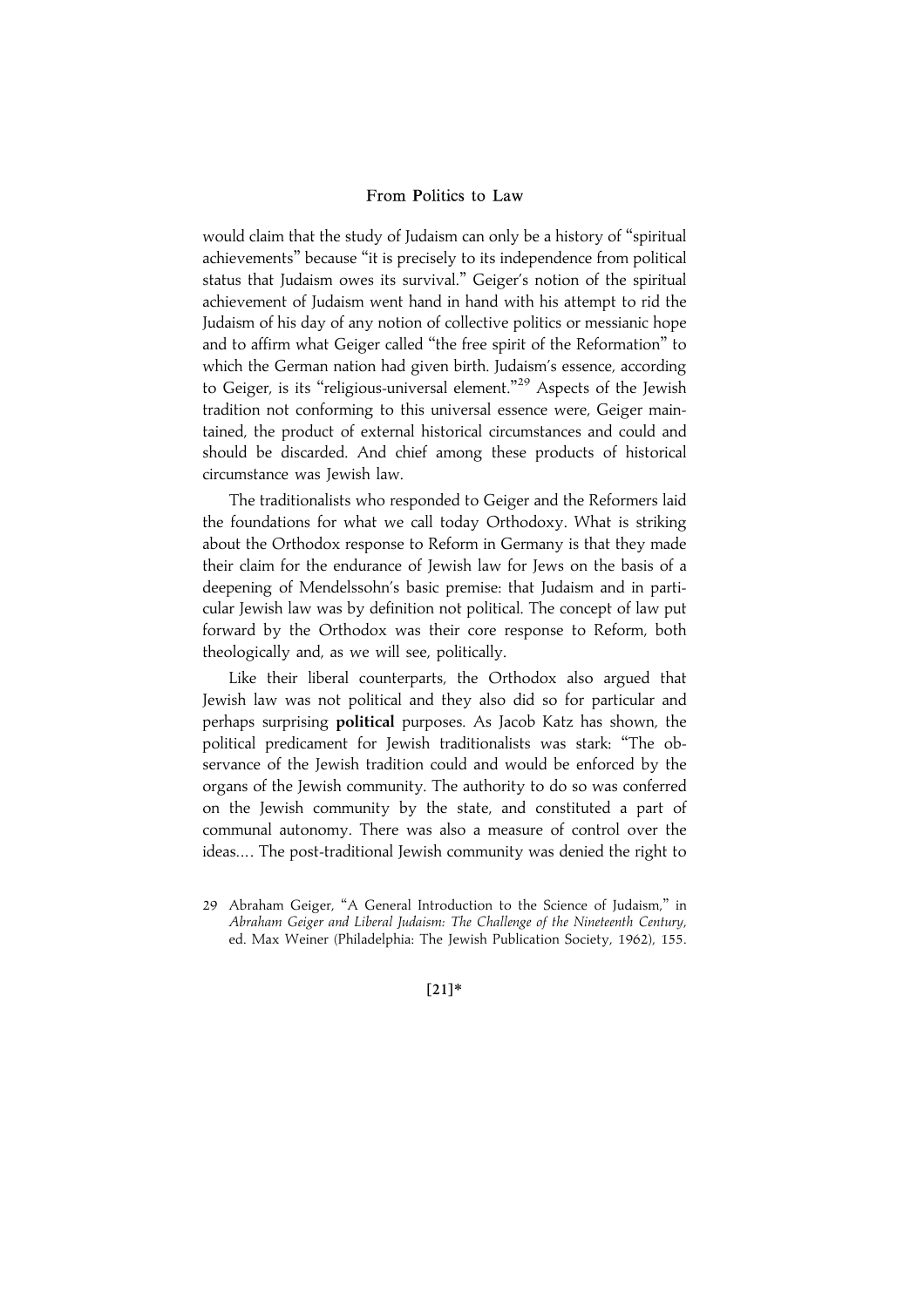would claim that the study of Judaism can only be a history of "spiritual achievements" because "it is precisely to its independence from political status that Judaism owes its survival." Geiger's notion of the spiritual achievement of Judaism went hand in hand with his attempt to rid the Judaism of his day of any notion of collective politics or messianic hope and to affirm what Geiger called "the free spirit of the Reformation" to which the German nation had given birth. Judaism's essence, according to Geiger, is its "religious-universal element."[29] Aspects of the Jewish tradition not conforming to this universal essence were, Geiger maintained, the product of external historical circumstances and could and should be discarded. And chief among these products of historical circumstance was Jewish law.

The traditionalists who responded to Geiger and the Reformers laid the foundations for what we call today Orthodoxy. What is striking about the Orthodox response to Reform in Germany is that they made their claim for the endurance of Jewish law for Jews on the basis of a deepening of Mendelssohn's basic premise: that Judaism and in particular Jewish law was by definition not political. The concept of law put forward by the Orthodox was their core response to Reform, both theologically and, as we will see, politically.

Like their liberal counterparts, the Orthodox also argued that Jewish law was not political and they also did so for particular and perhaps surprising **political** purposes. As Jacob Katz has shown, the political predicament for Jewish traditionalists was stark: "The observance of the Jewish tradition could and would be enforced by the organs of the Jewish community. The authority to do so was conferred on the Jewish community by the state, and constituted a part of communal autonomy. There was also a measure of control over the ideas.... The post-traditional Jewish community was denied the right to

29 Abraham Geiger, "A General Introduction to the Science of Judaism," in *Abraham Geiger and Liberal Judaism: The Challenge of the Nineteenth Century*, ed. Max Weiner (Philadelphia: The Jewish Publication Society, 1962), 155.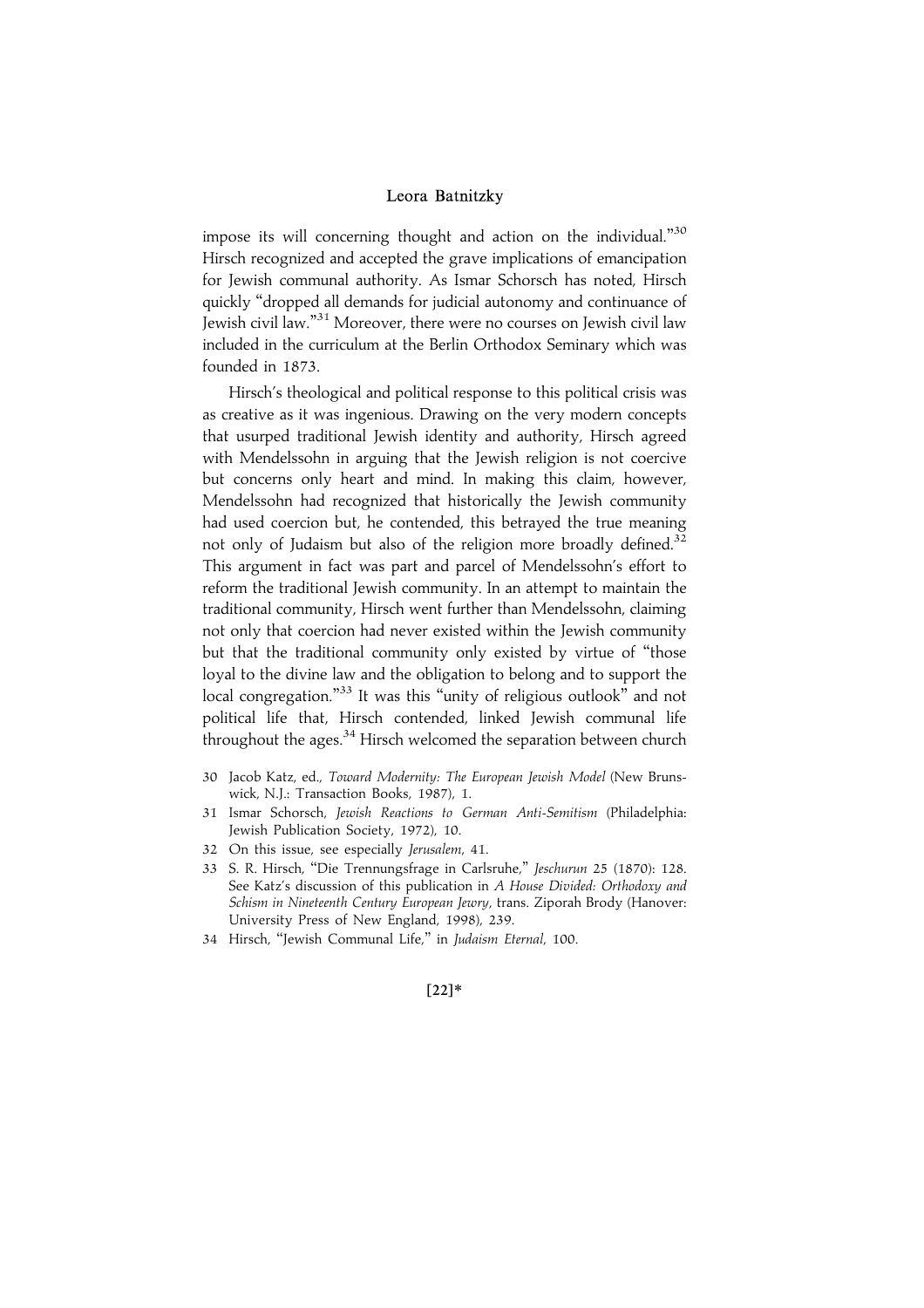impose its will concerning thought and action on the individual."[30] Hirsch recognized and accepted the grave implications of emancipation for Jewish communal authority. As Ismar Schorsch has noted, Hirsch quickly "dropped all demands for judicial autonomy and continuance of Jewish civil law."[31] Moreover, there were no courses on Jewish civil law included in the curriculum at the Berlin Orthodox Seminary which was founded in 1873.

Hirsch's theological and political response to this political crisis was as creative as it was ingenious. Drawing on the very modern concepts that usurped traditional Jewish identity and authority, Hirsch agreed with Mendelssohn in arguing that the Jewish religion is not coercive but concerns only heart and mind. In making this claim, however, Mendelssohn had recognized that historically the Jewish community had used coercion but, he contended, this betrayed the true meaning not only of Judaism but also of the religion more broadly defined.[32] This argument in fact was part and parcel of Mendelssohn's effort to reform the traditional Jewish community. In an attempt to maintain the traditional community, Hirsch went further than Mendelssohn, claiming not only that coercion had never existed within the Jewish community but that the traditional community only existed by virtue of "those loyal to the divine law and the obligation to belong and to support the local congregation."[33] It was this "unity of religious outlook" and not political life that, Hirsch contended, linked Jewish communal life throughout the ages.[34] Hirsch welcomed the separation between church

30 Jacob Katz, ed., *Toward Modernity: The European Jewish Model* (New Brunswick, N.J.: Transaction Books, 1987), 1.

31 Ismar Schorsch, *Jewish Reactions to German Anti-Semitism* (Philadelphia: Jewish Publication Society, 1972), 10.

32 On this issue, see especially *Jerusalem*, 41.

33 S. R. Hirsch, "Die Trennungsfrage in Carlsruhe," *Jeschurun* 25 (1870): 128. See Katz's discussion of this publication in *A House Divided: Orthodoxy and Schism in Nineteenth Century European Jewry*, trans. Ziporah Brody (Hanover: University Press of New England, 1998), 239.

34 Hirsch, "Jewish Communal Life," in *Judaism Eternal*, 100.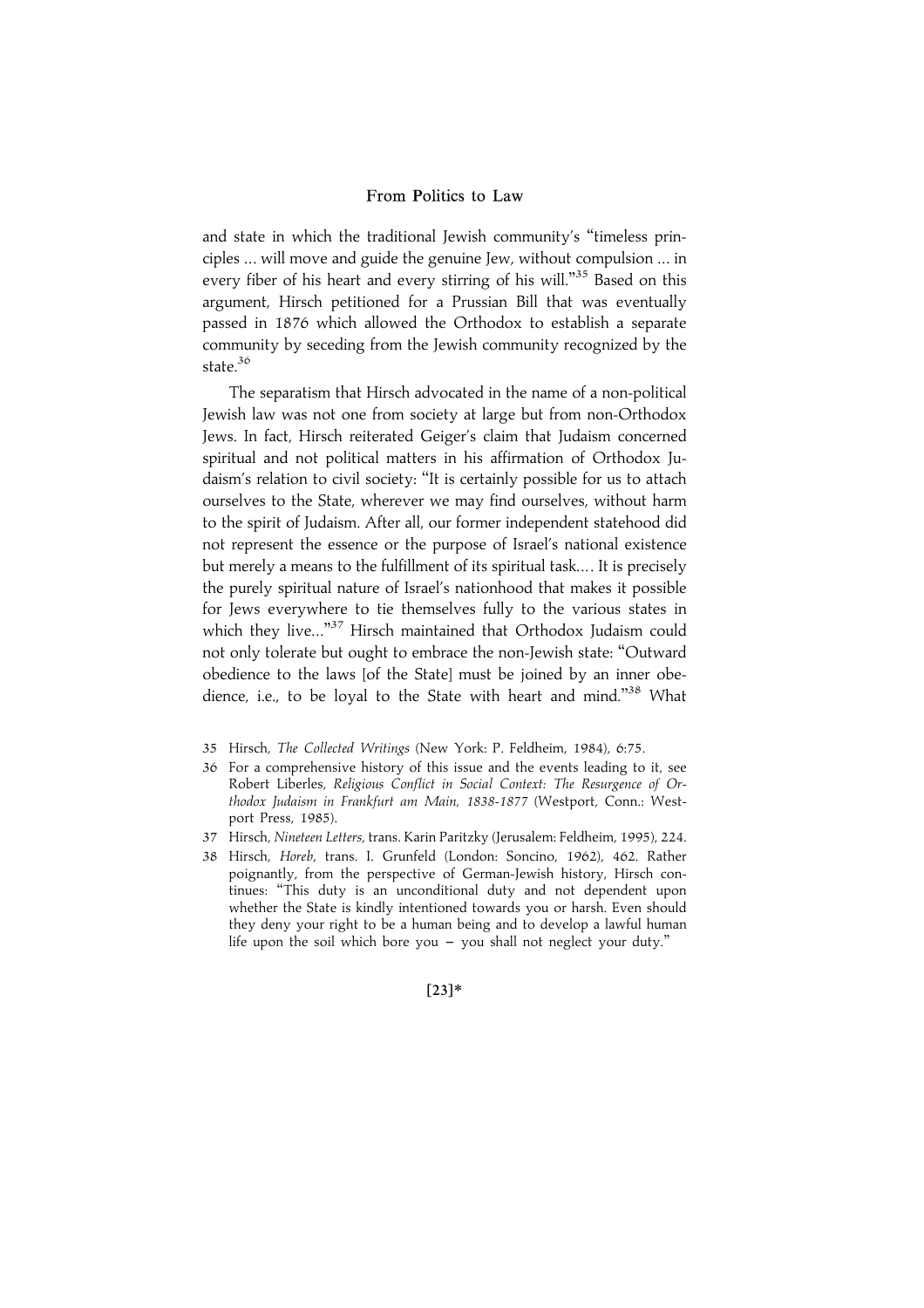and state in which the traditional Jewish community's "timeless principles ... will move and guide the genuine Jew, without compulsion ... in every fiber of his heart and every stirring of his will."[35] Based on this argument, Hirsch petitioned for a Prussian Bill that was eventually passed in 1876 which allowed the Orthodox to establish a separate community by seceding from the Jewish community recognized by the state.[36]

The separatism that Hirsch advocated in the name of a non-political Jewish law was not one from society at large but from non-Orthodox Jews. In fact, Hirsch reiterated Geiger's claim that Judaism concerned spiritual and not political matters in his affirmation of Orthodox Judaism's relation to civil society: "It is certainly possible for us to attach ourselves to the State, wherever we may find ourselves, without harm to the spirit of Judaism. After all, our former independent statehood did not represent the essence or the purpose of Israel's national existence but merely a means to the fulfillment of its spiritual task.... It is precisely the purely spiritual nature of Israel's nationhood that makes it possible for Jews everywhere to tie themselves fully to the various states in which they live..."[37] Hirsch maintained that Orthodox Judaism could not only tolerate but ought to embrace the non-Jewish state: "Outward obedience to the laws [of the State] must be joined by an inner obedience, i.e., to be loyal to the State with heart and mind."[38] What

35 Hirsch, *The Collected Writings* (New York: P. Feldheim, 1984), 6:75.

36 For a comprehensive history of this issue and the events leading to it, see Robert Liberles, *Religious Conflict in Social Context: The Resurgence of Orthodox Judaism in Frankfurt am Main, 1838-1877* (Westport, Conn.: Westport Press, 1985).

37 Hirsch, *Nineteen Letters*, trans. Karin Paritzky (Jerusalem: Feldheim, 1995), 224.

38 Hirsch, *Horeb*, trans. I. Grunfeld (London: Soncino, 1962), 462. Rather poignantly, from the perspective of German-Jewish history, Hirsch continues: "This duty is an unconditional duty and not dependent upon whether the State is kindly intentioned towards you or harsh. Even should they deny your right to be a human being and to develop a lawful human life upon the soil which bore you – you shall not neglect your duty."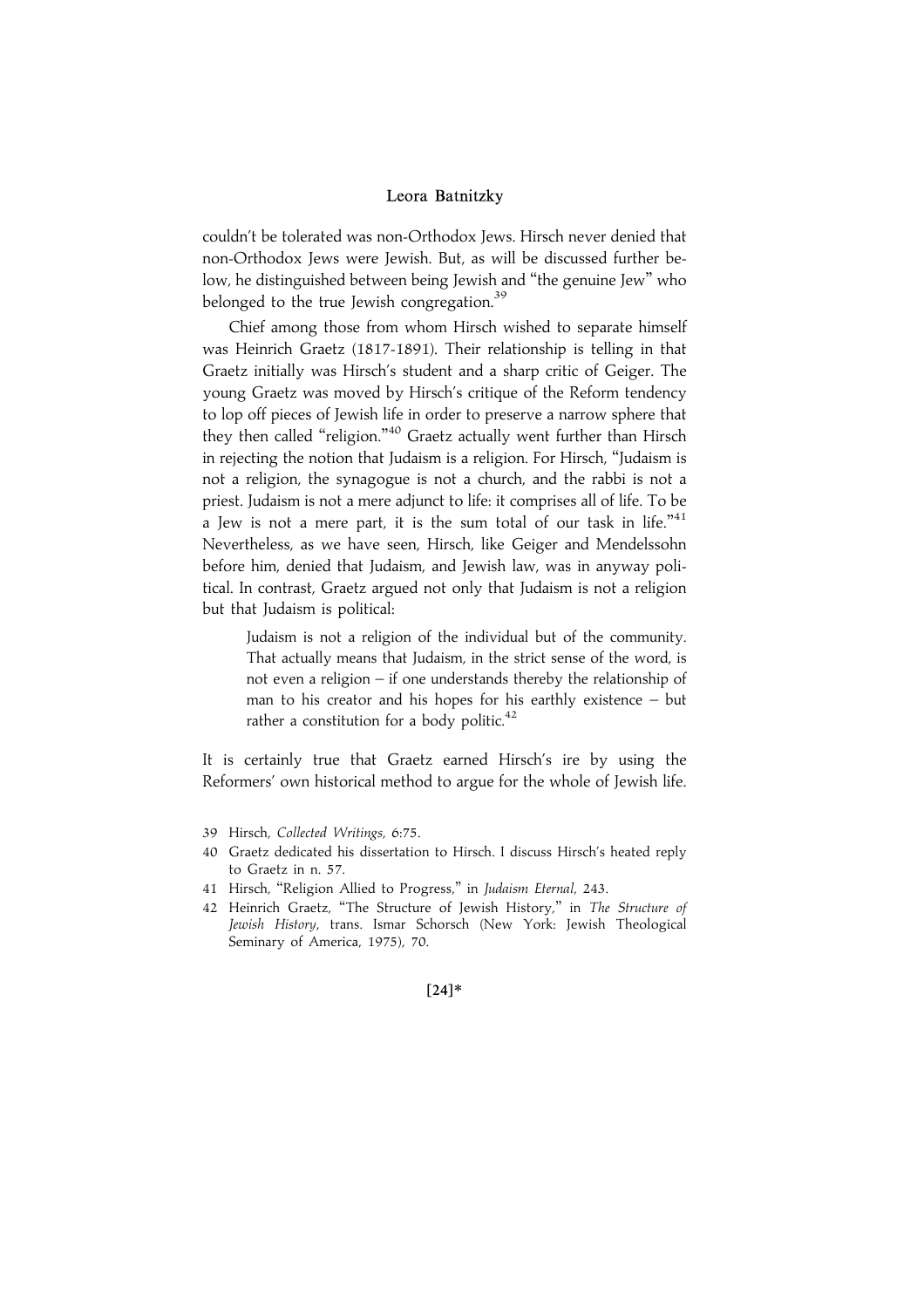couldn't be tolerated was non-Orthodox Jews. Hirsch never denied that non-Orthodox Jews were Jewish. But, as will be discussed further below, he distinguished between being Jewish and "the genuine Jew" who belonged to the true Jewish congregation.[39]

Chief among those from whom Hirsch wished to separate himself was Heinrich Graetz (1817-1891). Their relationship is telling in that Graetz initially was Hirsch's student and a sharp critic of Geiger. The young Graetz was moved by Hirsch's critique of the Reform tendency to lop off pieces of Jewish life in order to preserve a narrow sphere that they then called "religion."[40] Graetz actually went further than Hirsch in rejecting the notion that Judaism is a religion. For Hirsch, "Judaism is not a religion, the synagogue is not a church, and the rabbi is not a priest. Judaism is not a mere adjunct to life: it comprises all of life. To be a Jew is not a mere part, it is the sum total of our task in life."[41] Nevertheless, as we have seen, Hirsch, like Geiger and Mendelssohn before him, denied that Judaism, and Jewish law, was in anyway political. In contrast, Graetz argued not only that Judaism is not a religion but that Judaism is political:

> Judaism is not a religion of the individual but of the community. That actually means that Judaism, in the strict sense of the word, is not even a religion – if one understands thereby the relationship of man to his creator and his hopes for his earthly existence – but rather a constitution for a body politic.[42]

It is certainly true that Graetz earned Hirsch's ire by using the Reformers' own historical method to argue for the whole of Jewish life.

39 Hirsch, *Collected Writings*, 6:75.

40 Graetz dedicated his dissertation to Hirsch. I discuss Hirsch's heated reply to Graetz in n. 57.

41 Hirsch, "Religion Allied to Progress," in *Judaism Eternal*, 243.

42 Heinrich Graetz, "The Structure of Jewish History," in *The Structure of Jewish History*, trans. Ismar Schorsch (New York: Jewish Theological Seminary of America, 1975), 70.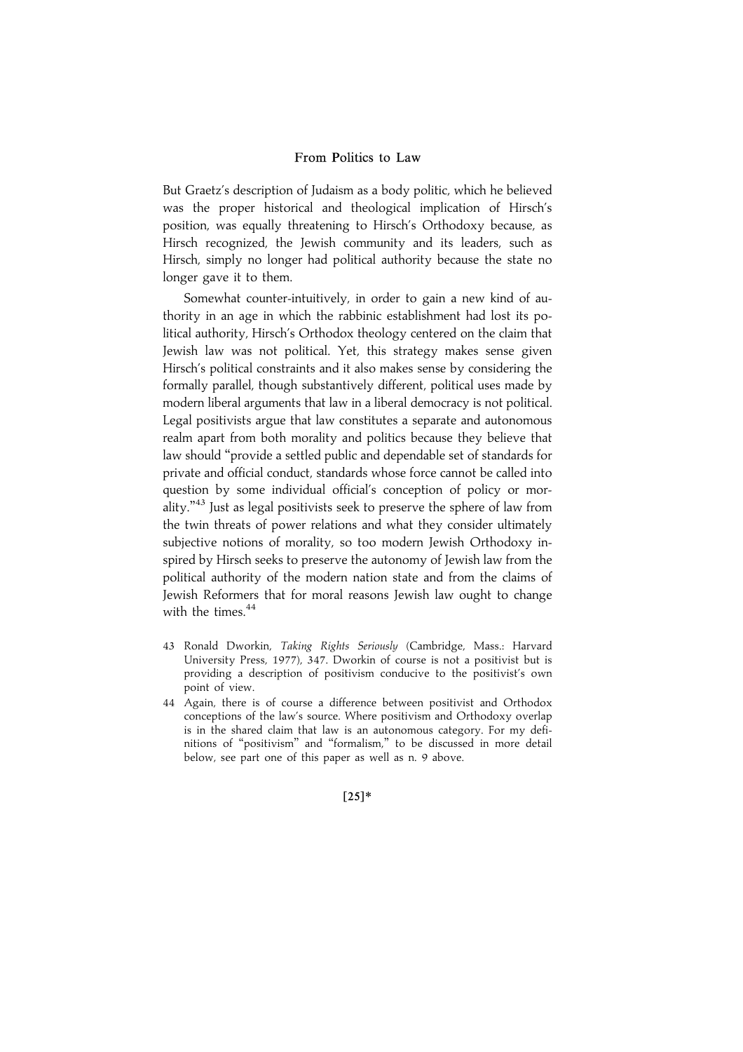But Graetz's description of Judaism as a body politic, which he believed was the proper historical and theological implication of Hirsch's position, was equally threatening to Hirsch's Orthodoxy because, as Hirsch recognized, the Jewish community and its leaders, such as Hirsch, simply no longer had political authority because the state no longer gave it to them.

Somewhat counter-intuitively, in order to gain a new kind of authority in an age in which the rabbinic establishment had lost its political authority, Hirsch's Orthodox theology centered on the claim that Jewish law was not political. Yet, this strategy makes sense given Hirsch's political constraints and it also makes sense by considering the formally parallel, though substantively different, political uses made by modern liberal arguments that law in a liberal democracy is not political. Legal positivists argue that law constitutes a separate and autonomous realm apart from both morality and politics because they believe that law should "provide a settled public and dependable set of standards for private and official conduct, standards whose force cannot be called into question by some individual official's conception of policy or morality."[43] Just as legal positivists seek to preserve the sphere of law from the twin threats of power relations and what they consider ultimately subjective notions of morality, so too modern Jewish Orthodoxy inspired by Hirsch seeks to preserve the autonomy of Jewish law from the political authority of the modern nation state and from the claims of Jewish Reformers that for moral reasons Jewish law ought to change with the times.[44]

43 Ronald Dworkin, *Taking Rights Seriously* (Cambridge, Mass.: Harvard University Press, 1977), 347. Dworkin of course is not a positivist but is providing a description of positivism conducive to the positivist's own point of view.

44 Again, there is of course a difference between positivist and Orthodox conceptions of the law's source. Where positivism and Orthodoxy overlap is in the shared claim that law is an autonomous category. For my definitions of "positivism" and "formalism," to be discussed in more detail below, see part one of this paper as well as n. 9 above.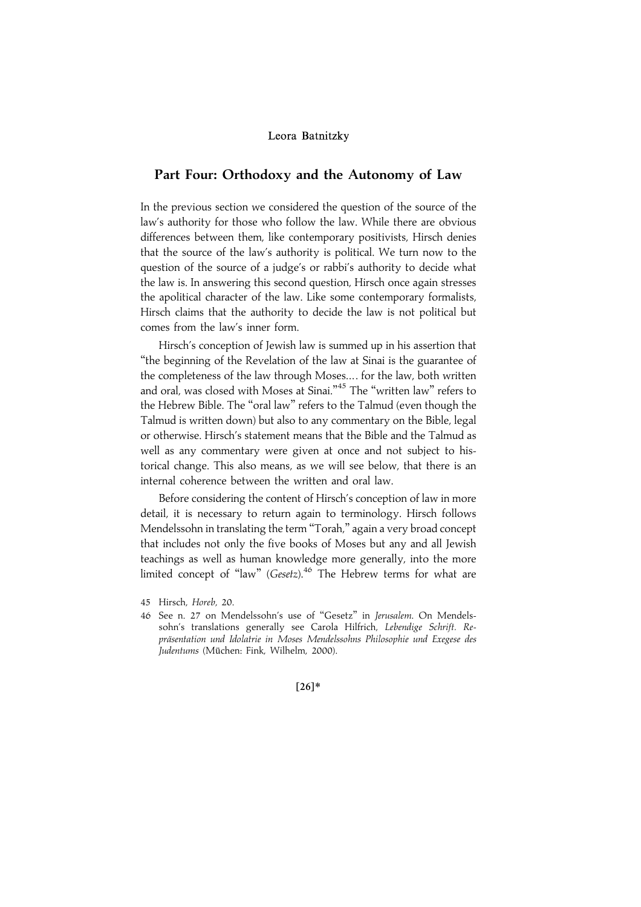## Part Four: Orthodoxy and the Autonomy of Law

In the previous section we considered the question of the source of the law's authority for those who follow the law. While there are obvious differences between them, like contemporary positivists, Hirsch denies that the source of the law's authority is political. We turn now to the question of the source of a judge's or rabbi's authority to decide what the law is. In answering this second question, Hirsch once again stresses the apolitical character of the law. Like some contemporary formalists, Hirsch claims that the authority to decide the law is not political but comes from the law's inner form.

Hirsch's conception of Jewish law is summed up in his assertion that "the beginning of the Revelation of the law at Sinai is the guarantee of the completeness of the law through Moses.... for the law, both written and oral, was closed with Moses at Sinai."[45] The "written law" refers to the Hebrew Bible. The "oral law" refers to the Talmud (even though the Talmud is written down) but also to any commentary on the Bible, legal or otherwise. Hirsch's statement means that the Bible and the Talmud as well as any commentary were given at once and not subject to historical change. This also means, as we will see below, that there is an internal coherence between the written and oral law.

Before considering the content of Hirsch's conception of law in more detail, it is necessary to return again to terminology. Hirsch follows Mendelssohn in translating the term "Torah," again a very broad concept that includes not only the five books of Moses but any and all Jewish teachings as well as human knowledge more generally, into the more limited concept of "law" (*Gesetz*).[46] The Hebrew terms for what are

45 Hirsch, *Horeb*, 20.

46 See n. 27 on Mendelssohn's use of "Gesetz" in *Jerusalem*. On Mendelssohn's translations generally see Carola Hilfrich, *Lebendige Schrift. Repräsentation und Idolatrie in Moses Mendelssohns Philosophie und Exegese des Judentums* (Müchen: Fink, Wilhelm, 2000).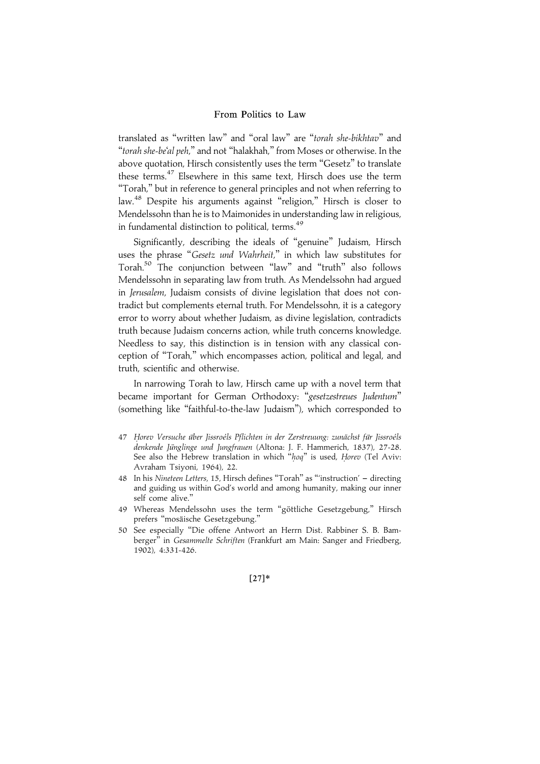translated as "written law" and "oral law" are "*torah she-bikhtav*" and "*torah she-be'al peh*," and not "halakhah," from Moses or otherwise. In the above quotation, Hirsch consistently uses the term "Gesetz" to translate these terms.[47] Elsewhere in this same text, Hirsch does use the term "Torah," but in reference to general principles and not when referring to law.[48] Despite his arguments against "religion," Hirsch is closer to Mendelssohn than he is to Maimonides in understanding law in religious, in fundamental distinction to political, terms.[49]

Significantly, describing the ideals of "genuine" Judaism, Hirsch uses the phrase "*Gesetz und Wahrheit*," in which law substitutes for Torah.[50] The conjunction between "law" and "truth" also follows Mendelssohn in separating law from truth. As Mendelssohn had argued in *Jerusalem*, Judaism consists of divine legislation that does not contradict but complements eternal truth. For Mendelssohn, it is a category error to worry about whether Judaism, as divine legislation, contradicts truth because Judaism concerns action, while truth concerns knowledge. Needless to say, this distinction is in tension with any classical conception of "Torah," which encompasses action, political and legal, and truth, scientific and otherwise.

In narrowing Torah to law, Hirsch came up with a novel term that became important for German Orthodoxy: "*gesetzestreues Judentum*" (something like "faithful-to-the-law Judaism"), which corresponded to

47 *Ḥorev Versuche über Jissroéls Pflichten in der Zerstreuung: zunächst für Jissroéls denkende Jünglinge und Jungfrauen* (Altona: J. F. Hammerich, 1837), 27-28. See also the Hebrew translation in which "*ḥoq*" is used, *Ḥorev* (Tel Aviv: Avraham Tsiyoni, 1964), 22.

48 In his *Nineteen Letters*, 15, Hirsch defines "Torah" as "'instruction' – directing and guiding us within God's world and among humanity, making our inner self come alive."

49 Whereas Mendelssohn uses the term "göttliche Gesetzgebung," Hirsch prefers "mosäische Gesetzgebung."

50 See especially "Die offene Antwort an Herrn Dist. Rabbiner S. B. Bamberger" in *Gesammelte Schriften* (Frankfurt am Main: Sanger and Friedberg, 1902), 4:331-426.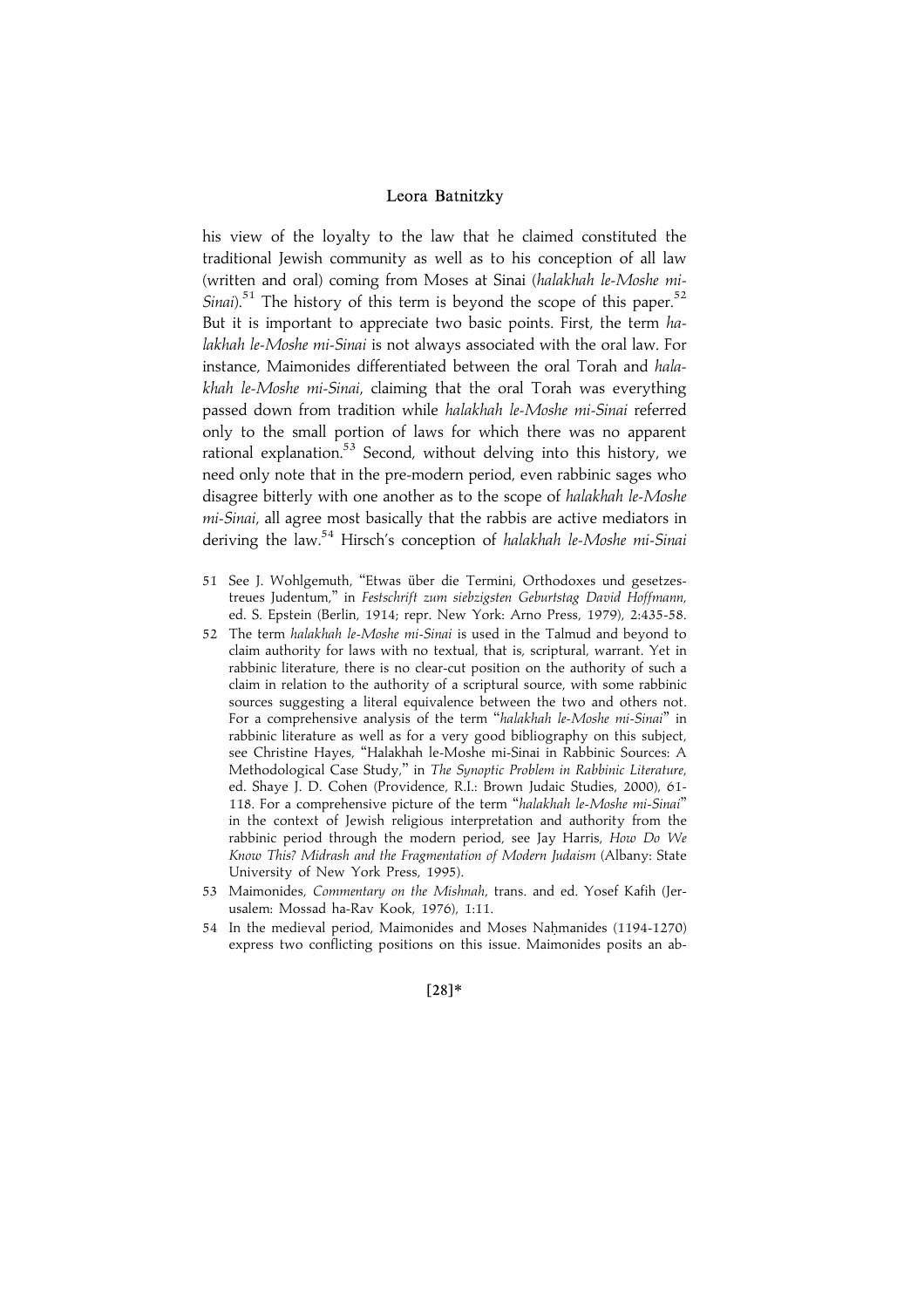his view of the loyalty to the law that he claimed constituted the traditional Jewish community as well as to his conception of all law (written and oral) coming from Moses at Sinai (*halakhah le-Moshe mi-Sinai*).[51] The history of this term is beyond the scope of this paper.[52] But it is important to appreciate two basic points. First, the term *halakhah le-Moshe mi-Sinai* is not always associated with the oral law. For instance, Maimonides differentiated between the oral Torah and *halakhah le-Moshe mi-Sinai*, claiming that the oral Torah was everything passed down from tradition while *halakhah le-Moshe mi-Sinai* referred only to the small portion of laws for which there was no apparent rational explanation.[53] Second, without delving into this history, we need only note that in the pre-modern period, even rabbinic sages who disagree bitterly with one another as to the scope of *halakhah le-Moshe mi-Sinai*, all agree most basically that the rabbis are active mediators in deriving the law.[54] Hirsch's conception of *halakhah le-Moshe mi-Sinai*

51 See J. Wohlgemuth, "Etwas über die Termini, Orthodoxes und gesetzestreues Judentum," in *Festschrift zum siebzigsten Geburtstag David Hoffmann*, ed. S. Epstein (Berlin, 1914; repr. New York: Arno Press, 1979), 2:435-58.

52 The term *halakhah le-Moshe mi-Sinai* is used in the Talmud and beyond to claim authority for laws with no textual, that is, scriptural, warrant. Yet in rabbinic literature, there is no clear-cut position on the authority of such a claim in relation to the authority of a scriptural source, with some rabbinic sources suggesting a literal equivalence between the two and others not. For a comprehensive analysis of the term "*halakhah le-Moshe mi-Sinai*" in rabbinic literature as well as for a very good bibliography on this subject, see Christine Hayes, "Halakhah le-Moshe mi-Sinai in Rabbinic Sources: A Methodological Case Study," in *The Synoptic Problem in Rabbinic Literature*, ed. Shaye J. D. Cohen (Providence, R.I.: Brown Judaic Studies, 2000), 61-118. For a comprehensive picture of the term "*halakhah le-Moshe mi-Sinai*" in the context of Jewish religious interpretation and authority from the rabbinic period through the modern period, see Jay Harris, *How Do We Know This? Midrash and the Fragmentation of Modern Judaism* (Albany: State University of New York Press, 1995).

53 Maimonides, *Commentary on the Mishnah*, trans. and ed. Yosef Kafih (Jerusalem: Mossad ha-Rav Kook, 1976), 1:11.

54 In the medieval period, Maimonides and Moses Naḥmanides (1194-1270) express two conflicting positions on this issue. Maimonides posits an ab-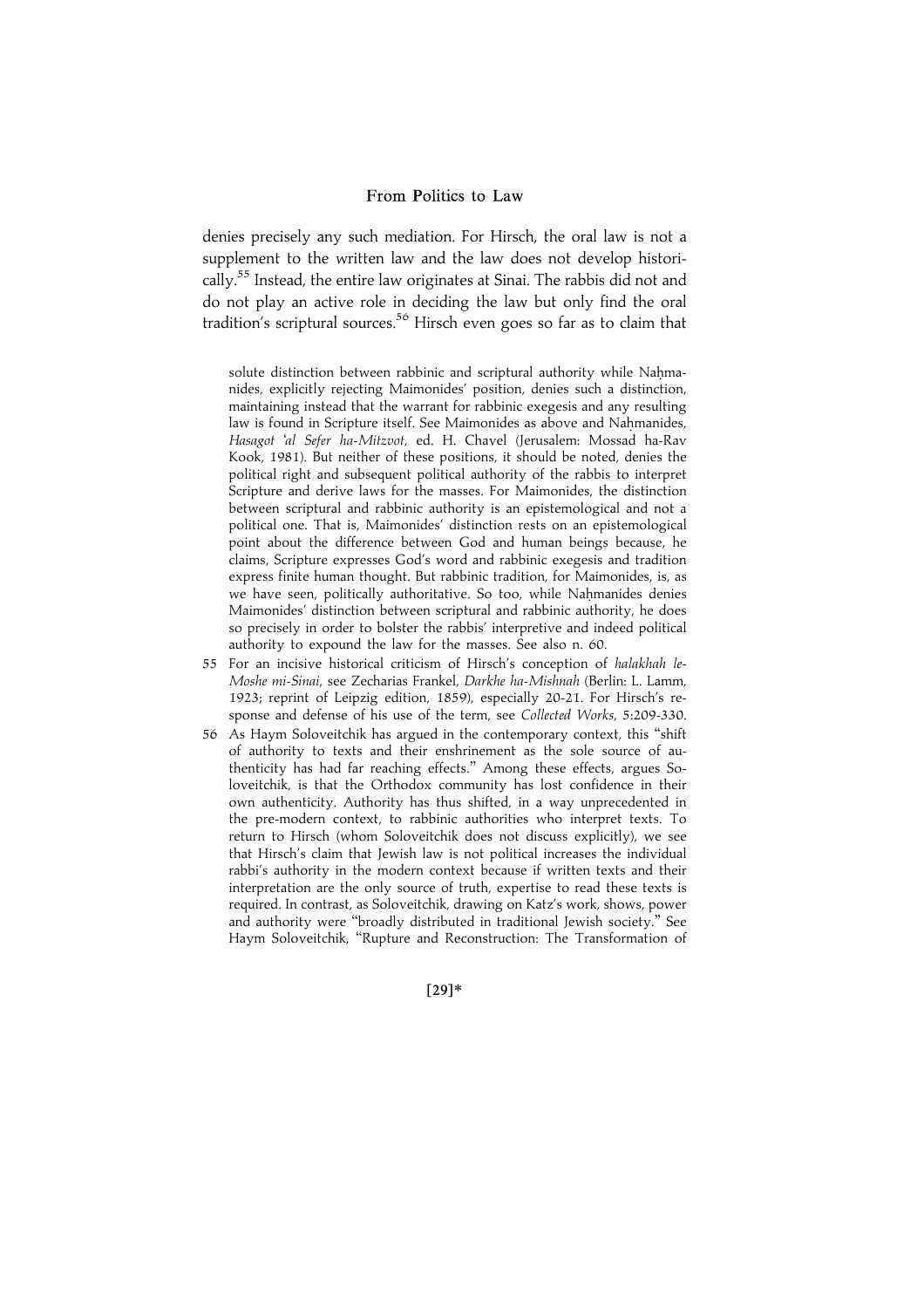denies precisely any such mediation. For Hirsch, the oral law is not a supplement to the written law and the law does not develop historically.[55] Instead, the entire law originates at Sinai. The rabbis did not and do not play an active role in deciding the law but only find the oral tradition's scriptural sources.[56] Hirsch even goes so far as to claim that

solute distinction between rabbinic and scriptural authority while Naḥmanides, explicitly rejecting Maimonides' position, denies such a distinction, maintaining instead that the warrant for rabbinic exegesis and any resulting law is found in Scripture itself. See Maimonides as above and Naḥmanides, *Hasagot 'al Sefer ha-Mitzvot*, ed. H. Chavel (Jerusalem: Mossad ha-Rav Kook, 1981). But neither of these positions, it should be noted, denies the political right and subsequent political authority of the rabbis to interpret Scripture and derive laws for the masses. For Maimonides, the distinction between scriptural and rabbinic authority is an epistemological and not a political one. That is, Maimonides' distinction rests on an epistemological point about the difference between God and human beings because, he claims, Scripture expresses God's word and rabbinic exegesis and tradition express finite human thought. But rabbinic tradition, for Maimonides, is, as we have seen, politically authoritative. So too, while Naḥmanides denies Maimonides' distinction between scriptural and rabbinic authority, he does so precisely in order to bolster the rabbis' interpretive and indeed political authority to expound the law for the masses. See also n. 60.

55 For an incisive historical criticism of Hirsch's conception of *halakhah le-Moshe mi-Sinai*, see Zecharias Frankel, *Darkhe ha-Mishnah* (Berlin: L. Lamm, 1923; reprint of Leipzig edition, 1859), especially 20-21. For Hirsch's response and defense of his use of the term, see *Collected Works*, 5:209-330.

56 As Haym Soloveitchik has argued in the contemporary context, this "shift of authority to texts and their enshrinement as the sole source of authenticity has had far reaching effects." Among these effects, argues Soloveitchik, is that the Orthodox community has lost confidence in their own authenticity. Authority has thus shifted, in a way unprecedented in the pre-modern context, to rabbinic authorities who interpret texts. To return to Hirsch (whom Soloveitchik does not discuss explicitly), we see that Hirsch's claim that Jewish law is not political increases the individual rabbi's authority in the modern context because if written texts and their interpretation are the only source of truth, expertise to read these texts is required. In contrast, as Soloveitchik, drawing on Katz's work, shows, power and authority were "broadly distributed in traditional Jewish society." See Haym Soloveitchik, "Rupture and Reconstruction: The Transformation of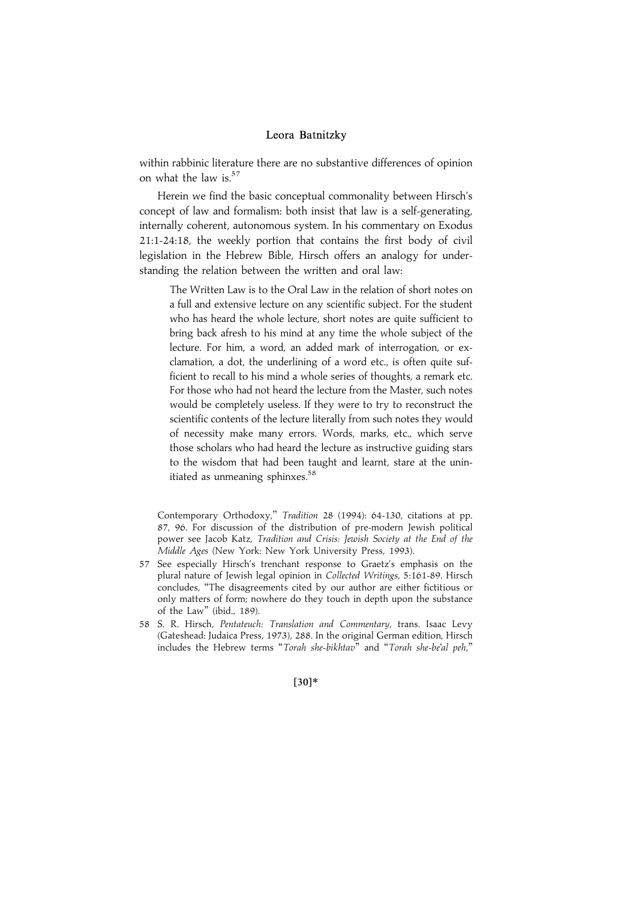within rabbinic literature there are no substantive differences of opinion on what the law is.[57]

Herein we find the basic conceptual commonality between Hirsch's concept of law and formalism: both insist that law is a self-generating, internally coherent, autonomous system. In his commentary on Exodus 21:1-24:18, the weekly portion that contains the first body of civil legislation in the Hebrew Bible, Hirsch offers an analogy for understanding the relation between the written and oral law:

> The Written Law is to the Oral Law in the relation of short notes on a full and extensive lecture on any scientific subject. For the student who has heard the whole lecture, short notes are quite sufficient to bring back afresh to his mind at any time the whole subject of the lecture. For him, a word, an added mark of interrogation, or exclamation, a dot, the underlining of a word etc., is often quite sufficient to recall to his mind a whole series of thoughts, a remark etc. For those who had not heard the lecture from the Master, such notes would be completely useless. If they were to try to reconstruct the scientific contents of the lecture literally from such notes they would of necessity make many errors. Words, marks, etc., which serve those scholars who had heard the lecture as instructive guiding stars to the wisdom that had been taught and learnt, stare at the uninitiated as unmeaning sphinxes.[58]

---

Contemporary Orthodoxy," *Tradition* 28 (1994): 64-130, citations at pp. 87, 96. For discussion of the distribution of pre-modern Jewish political power see Jacob Katz, *Tradition and Crisis: Jewish Society at the End of the Middle Ages* (New York: New York University Press, 1993).

57 See especially Hirsch's trenchant response to Graetz's emphasis on the plural nature of Jewish legal opinion in *Collected Writings*, 5:161-89. Hirsch concludes, "The disagreements cited by our author are either fictitious or only matters of form; nowhere do they touch in depth upon the substance of the Law" (ibid., 189).

58 S. R. Hirsch, *Pentateuch: Translation and Commentary*, trans. Isaac Levy (Gateshead: Judaica Press, 1973), 288. In the original German edition, Hirsch includes the Hebrew terms "*Torah she-bikhtav*" and "*Torah she-be'al peh*,"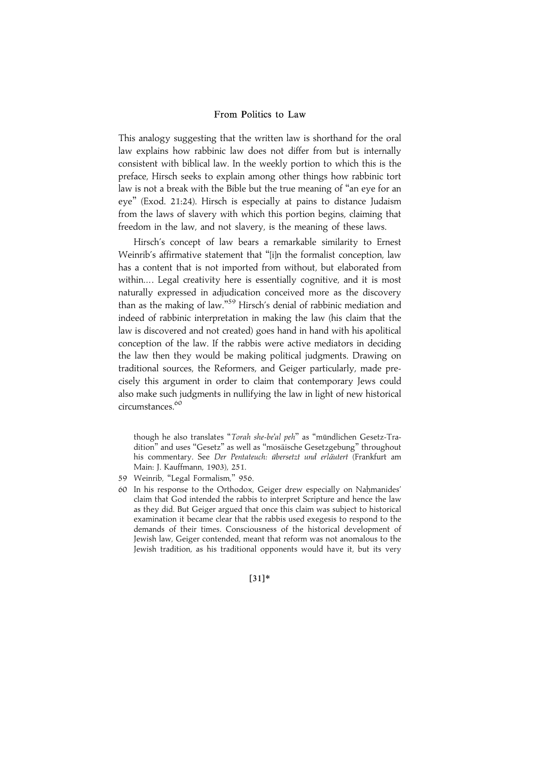This analogy suggesting that the written law is shorthand for the oral law explains how rabbinic law does not differ from but is internally consistent with biblical law. In the weekly portion to which this is the preface, Hirsch seeks to explain among other things how rabbinic tort law is not a break with the Bible but the true meaning of "an eye for an eye" (Exod. 21:24). Hirsch is especially at pains to distance Judaism from the laws of slavery with which this portion begins, claiming that freedom in the law, and not slavery, is the meaning of these laws.

Hirsch's concept of law bears a remarkable similarity to Ernest Weinrib's affirmative statement that "[i]n the formalist conception, law has a content that is not imported from without, but elaborated from within.… Legal creativity here is essentially cognitive, and it is most naturally expressed in adjudication conceived more as the discovery than as the making of law."[59] Hirsch's denial of rabbinic mediation and indeed of rabbinic interpretation in making the law (his claim that the law is discovered and not created) goes hand in hand with his apolitical conception of the law. If the rabbis were active mediators in deciding the law then they would be making political judgments. Drawing on traditional sources, the Reformers, and Geiger particularly, made precisely this argument in order to claim that contemporary Jews could also make such judgments in nullifying the law in light of new historical circumstances.[60]

though he also translates "*Torah she-be'al peh*" as "mündlichen Gesetz-Tradition" and uses "Gesetz" as well as "mosäische Gesetzgebung" throughout his commentary. See *Der Pentateuch: übersetzt und erläutert* (Frankfurt am Main: J. Kauffmann, 1903), 251.

59 Weinrib, "Legal Formalism," 956.

60 In his response to the Orthodox, Geiger drew especially on Naḥmanides' claim that God intended the rabbis to interpret Scripture and hence the law as they did. But Geiger argued that once this claim was subject to historical examination it became clear that the rabbis used exegesis to respond to the demands of their times. Consciousness of the historical development of Jewish law, Geiger contended, meant that reform was not anomalous to the Jewish tradition, as his traditional opponents would have it, but its very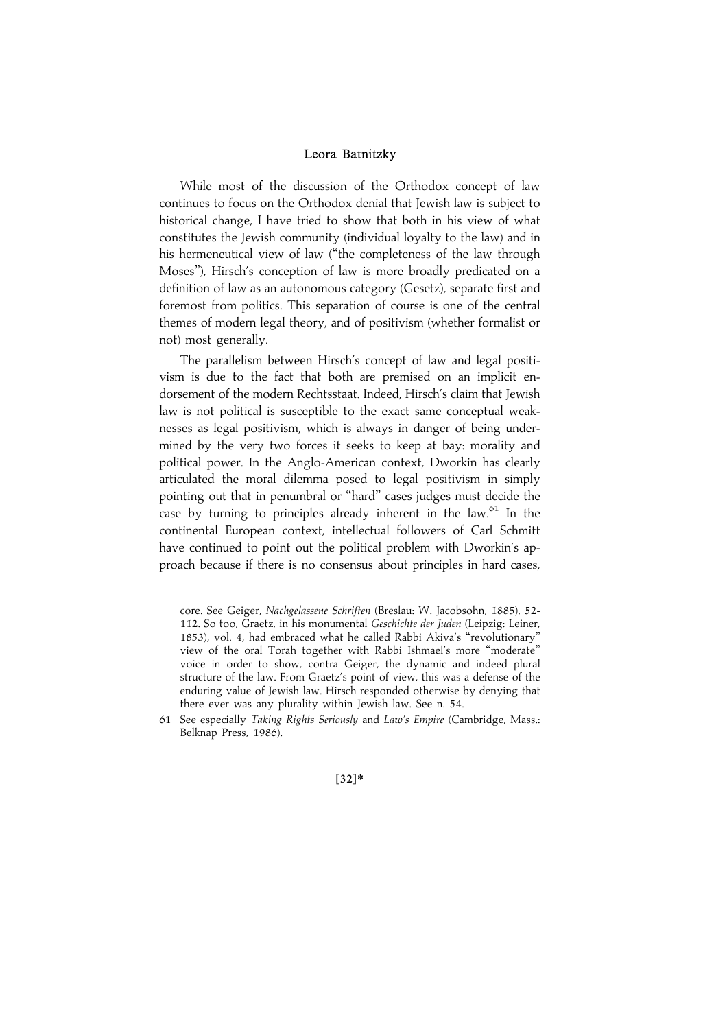While most of the discussion of the Orthodox concept of law continues to focus on the Orthodox denial that Jewish law is subject to historical change, I have tried to show that both in his view of what constitutes the Jewish community (individual loyalty to the law) and in his hermeneutical view of law ("the completeness of the law through Moses"), Hirsch's conception of law is more broadly predicated on a definition of law as an autonomous category (Gesetz), separate first and foremost from politics. This separation of course is one of the central themes of modern legal theory, and of positivism (whether formalist or not) most generally.

The parallelism between Hirsch's concept of law and legal positivism is due to the fact that both are premised on an implicit endorsement of the modern Rechtsstaat. Indeed, Hirsch's claim that Jewish law is not political is susceptible to the exact same conceptual weaknesses as legal positivism, which is always in danger of being undermined by the very two forces it seeks to keep at bay: morality and political power. In the Anglo-American context, Dworkin has clearly articulated the moral dilemma posed to legal positivism in simply pointing out that in penumbral or "hard" cases judges must decide the case by turning to principles already inherent in the law.[61] In the continental European context, intellectual followers of Carl Schmitt have continued to point out the political problem with Dworkin's approach because if there is no consensus about principles in hard cases,

core. See Geiger, *Nachgelassene Schriften* (Breslau: W. Jacobsohn, 1885), 52-112. So too, Graetz, in his monumental *Geschichte der Juden* (Leipzig: Leiner, 1853), vol. 4, had embraced what he called Rabbi Akiva's "revolutionary" view of the oral Torah together with Rabbi Ishmael's more "moderate" voice in order to show, contra Geiger, the dynamic and indeed plural structure of the law. From Graetz's point of view, this was a defense of the enduring value of Jewish law. Hirsch responded otherwise by denying that there ever was any plurality within Jewish law. See n. 54.

61 See especially *Taking Rights Seriously* and *Law's Empire* (Cambridge, Mass.: Belknap Press, 1986).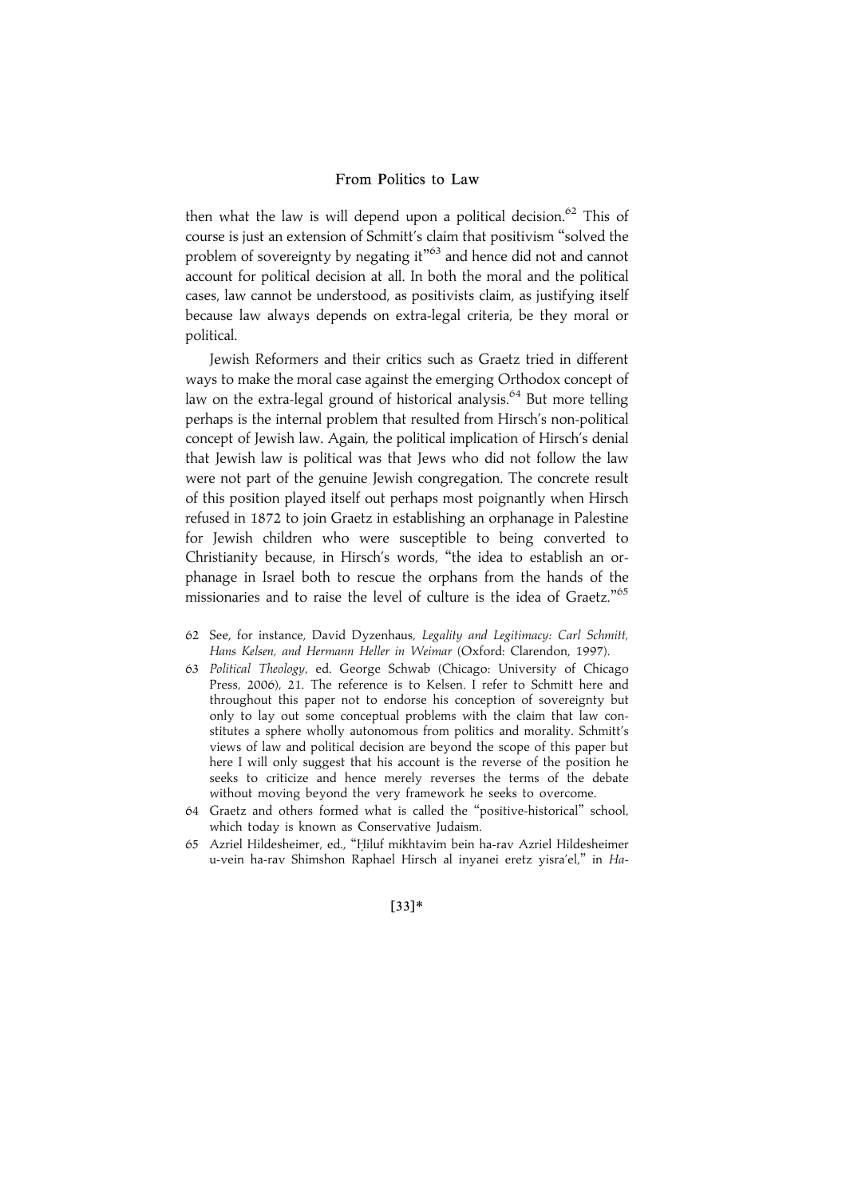then what the law is will depend upon a political decision.[62] This of course is just an extension of Schmitt's claim that positivism "solved the problem of sovereignty by negating it"[63] and hence did not and cannot account for political decision at all. In both the moral and the political cases, law cannot be understood, as positivists claim, as justifying itself because law always depends on extra-legal criteria, be they moral or political.

Jewish Reformers and their critics such as Graetz tried in different ways to make the moral case against the emerging Orthodox concept of law on the extra-legal ground of historical analysis.[64] But more telling perhaps is the internal problem that resulted from Hirsch's non-political concept of Jewish law. Again, the political implication of Hirsch's denial that Jewish law is political was that Jews who did not follow the law were not part of the genuine Jewish congregation. The concrete result of this position played itself out perhaps most poignantly when Hirsch refused in 1872 to join Graetz in establishing an orphanage in Palestine for Jewish children who were susceptible to being converted to Christianity because, in Hirsch's words, "the idea to establish an orphanage in Israel both to rescue the orphans from the hands of the missionaries and to raise the level of culture is the idea of Graetz."[65]

62 See, for instance, David Dyzenhaus, *Legality and Legitimacy: Carl Schmitt, Hans Kelsen, and Hermann Heller in Weimar* (Oxford: Clarendon, 1997).

63 *Political Theology*, ed. George Schwab (Chicago: University of Chicago Press, 2006), 21. The reference is to Kelsen. I refer to Schmitt here and throughout this paper not to endorse his conception of sovereignty but only to lay out some conceptual problems with the claim that law constitutes a sphere wholly autonomous from politics and morality. Schmitt's views of law and political decision are beyond the scope of this paper but here I will only suggest that his account is the reverse of the position he seeks to criticize and hence merely reverses the terms of the debate without moving beyond the very framework he seeks to overcome.

64 Graetz and others formed what is called the "positive-historical" school, which today is known as Conservative Judaism.

65 Azriel Hildesheimer, ed., "Ḥiluf mikhtavim bein ha-rav Azriel Hildesheimer u-vein ha-rav Shimshon Raphael Hirsch al inyanei eretz yisra'el," in *Ha-*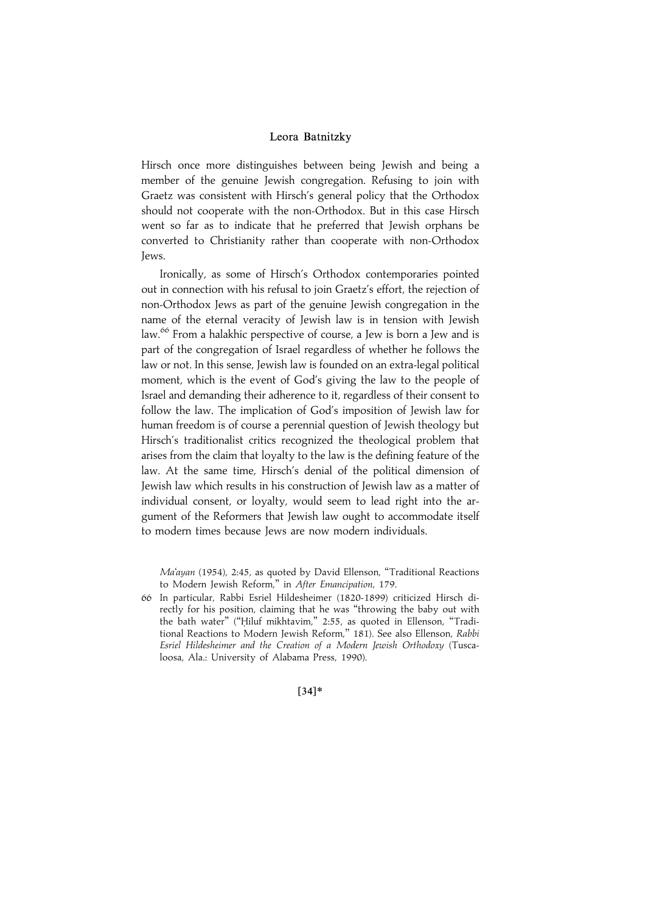Hirsch once more distinguishes between being Jewish and being a member of the genuine Jewish congregation. Refusing to join with Graetz was consistent with Hirsch's general policy that the Orthodox should not cooperate with the non-Orthodox. But in this case Hirsch went so far as to indicate that he preferred that Jewish orphans be converted to Christianity rather than cooperate with non-Orthodox Jews.

Ironically, as some of Hirsch's Orthodox contemporaries pointed out in connection with his refusal to join Graetz's effort, the rejection of non-Orthodox Jews as part of the genuine Jewish congregation in the name of the eternal veracity of Jewish law is in tension with Jewish law.[66] From a halakhic perspective of course, a Jew is born a Jew and is part of the congregation of Israel regardless of whether he follows the law or not. In this sense, Jewish law is founded on an extra-legal political moment, which is the event of God's giving the law to the people of Israel and demanding their adherence to it, regardless of their consent to follow the law. The implication of God's imposition of Jewish law for human freedom is of course a perennial question of Jewish theology but Hirsch's traditionalist critics recognized the theological problem that arises from the claim that loyalty to the law is the defining feature of the law. At the same time, Hirsch's denial of the political dimension of Jewish law which results in his construction of Jewish law as a matter of individual consent, or loyalty, would seem to lead right into the argument of the Reformers that Jewish law ought to accommodate itself to modern times because Jews are now modern individuals.

---

*Ma'ayan* (1954), 2:45, as quoted by David Ellenson, "Traditional Reactions to Modern Jewish Reform," in *After Emancipation*, 179.

66 In particular, Rabbi Esriel Hildesheimer (1820-1899) criticized Hirsch directly for his position, claiming that he was "throwing the baby out with the bath water" ("Ḥiluf mikhtavim," 2:55, as quoted in Ellenson, "Traditional Reactions to Modern Jewish Reform," 181). See also Ellenson, *Rabbi Esriel Hildesheimer and the Creation of a Modern Jewish Orthodoxy* (Tuscaloosa, Ala.: University of Alabama Press, 1990).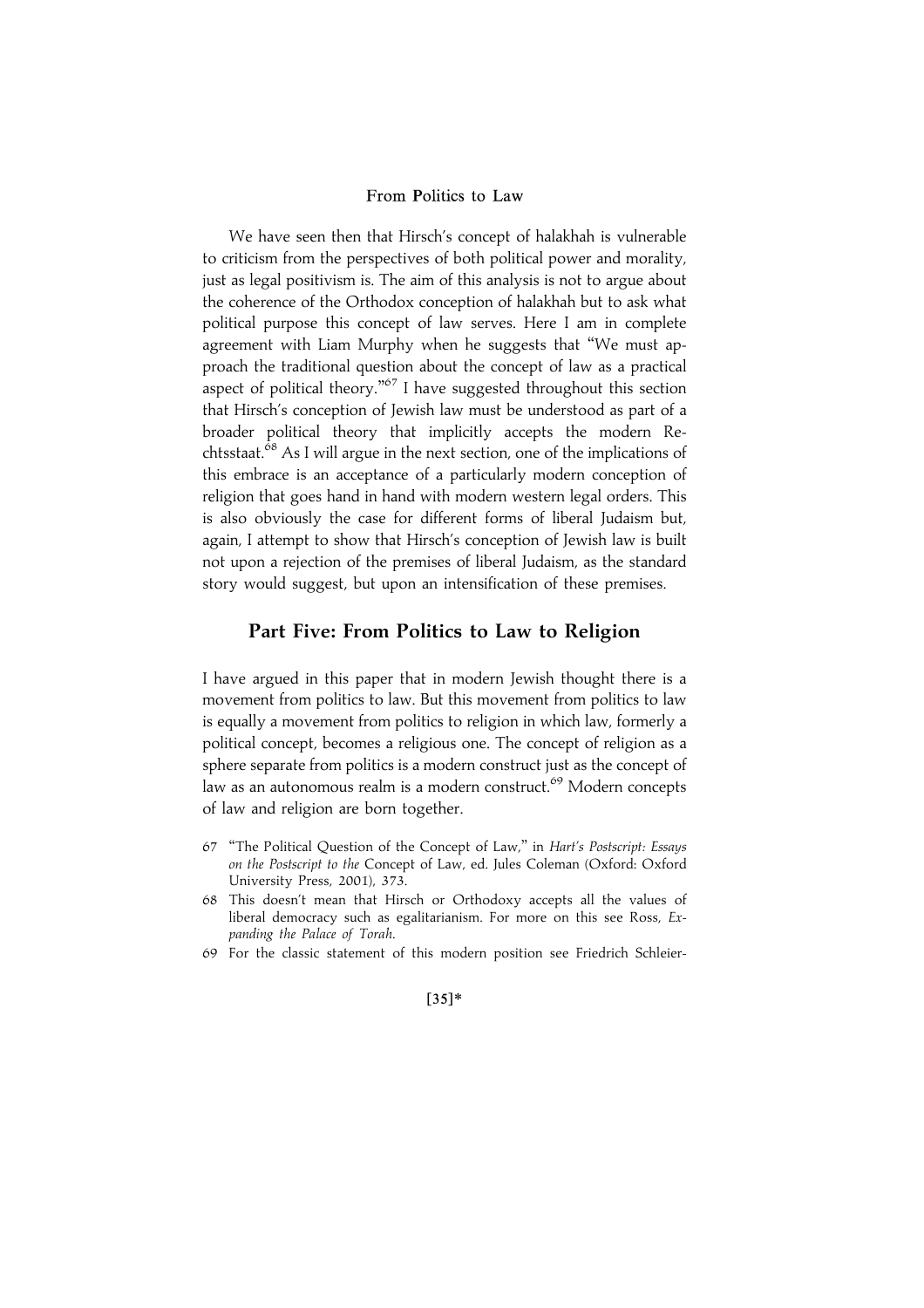We have seen then that Hirsch's concept of halakhah is vulnerable to criticism from the perspectives of both political power and morality, just as legal positivism is. The aim of this analysis is not to argue about the coherence of the Orthodox conception of halakhah but to ask what political purpose this concept of law serves. Here I am in complete agreement with Liam Murphy when he suggests that "We must approach the traditional question about the concept of law as a practical aspect of political theory."[67] I have suggested throughout this section that Hirsch's conception of Jewish law must be understood as part of a broader political theory that implicitly accepts the modern Rechtsstaat.[68] As I will argue in the next section, one of the implications of this embrace is an acceptance of a particularly modern conception of religion that goes hand in hand with modern western legal orders. This is also obviously the case for different forms of liberal Judaism but, again, I attempt to show that Hirsch's conception of Jewish law is built not upon a rejection of the premises of liberal Judaism, as the standard story would suggest, but upon an intensification of these premises.

## Part Five: From Politics to Law to Religion

I have argued in this paper that in modern Jewish thought there is a movement from politics to law. But this movement from politics to law is equally a movement from politics to religion in which law, formerly a political concept, becomes a religious one. The concept of religion as a sphere separate from politics is a modern construct just as the concept of law as an autonomous realm is a modern construct.[69] Modern concepts of law and religion are born together.

67 "The Political Question of the Concept of Law," in *Hart's Postscript: Essays on the Postscript to the* Concept of Law, ed. Jules Coleman (Oxford: Oxford University Press, 2001), 373.

68 This doesn't mean that Hirsch or Orthodoxy accepts all the values of liberal democracy such as egalitarianism. For more on this see Ross, *Expanding the Palace of Torah*.

69 For the classic statement of this modern position see Friedrich Schleier-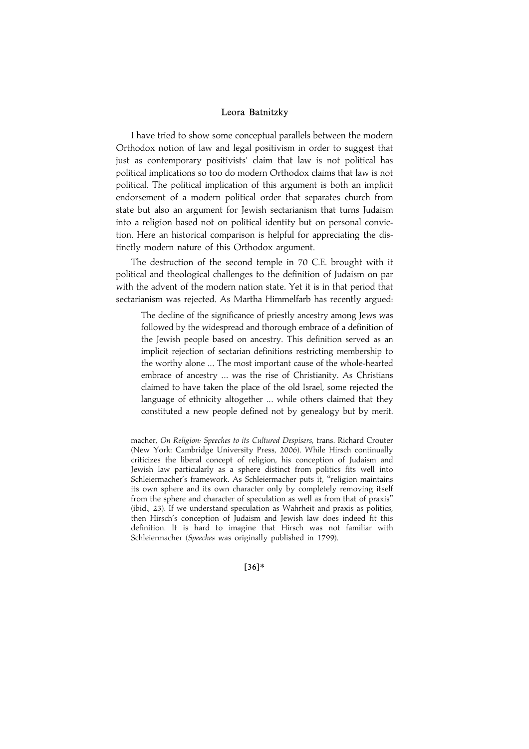I have tried to show some conceptual parallels between the modern Orthodox notion of law and legal positivism in order to suggest that just as contemporary positivists' claim that law is not political has political implications so too do modern Orthodox claims that law is not political. The political implication of this argument is both an implicit endorsement of a modern political order that separates church from state but also an argument for Jewish sectarianism that turns Judaism into a religion based not on political identity but on personal conviction. Here an historical comparison is helpful for appreciating the distinctly modern nature of this Orthodox argument.

The destruction of the second temple in 70 C.E. brought with it political and theological challenges to the definition of Judaism on par with the advent of the modern nation state. Yet it is in that period that sectarianism was rejected. As Martha Himmelfarb has recently argued:

> The decline of the significance of priestly ancestry among Jews was followed by the widespread and thorough embrace of a definition of the Jewish people based on ancestry. This definition served as an implicit rejection of sectarian definitions restricting membership to the worthy alone ... The most important cause of the whole-hearted embrace of ancestry ... was the rise of Christianity. As Christians claimed to have taken the place of the old Israel, some rejected the language of ethnicity altogether ... while others claimed that they constituted a new people defined not by genealogy but by merit.

macher, *On Religion: Speeches to its Cultured Despisers,* trans. Richard Crouter (New York: Cambridge University Press, 2006). While Hirsch continually criticizes the liberal concept of religion, his conception of Judaism and Jewish law particularly as a sphere distinct from politics fits well into Schleiermacher's framework. As Schleiermacher puts it, "religion maintains its own sphere and its own character only by completely removing itself from the sphere and character of speculation as well as from that of praxis" (ibid., 23). If we understand speculation as Wahrheit and praxis as politics, then Hirsch's conception of Judaism and Jewish law does indeed fit this definition. It is hard to imagine that Hirsch was not familiar with Schleiermacher (*Speeches* was originally published in 1799).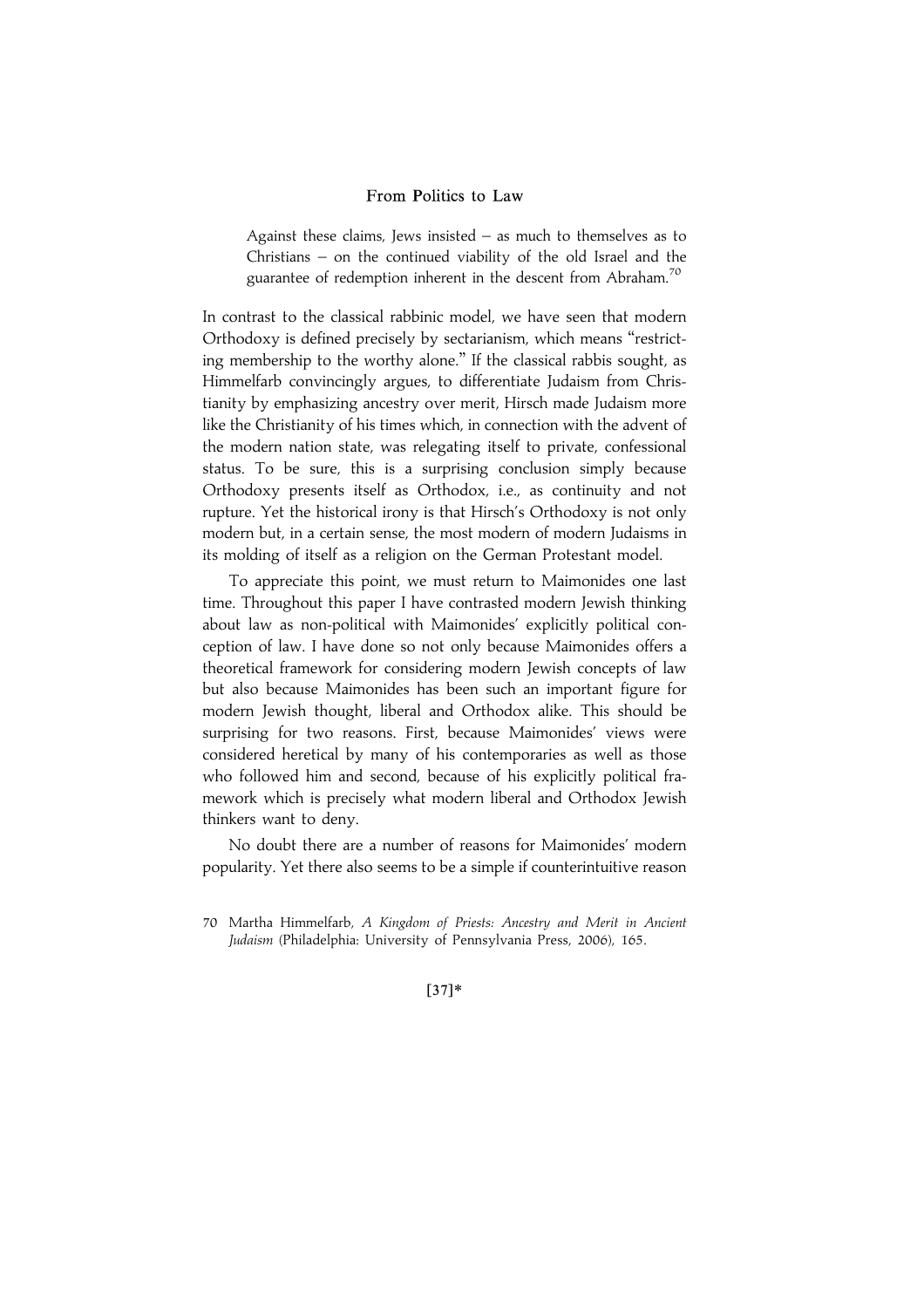> Against these claims, Jews insisted – as much to themselves as to Christians – on the continued viability of the old Israel and the guarantee of redemption inherent in the descent from Abraham.[70]

In contrast to the classical rabbinic model, we have seen that modern Orthodoxy is defined precisely by sectarianism, which means "restricting membership to the worthy alone." If the classical rabbis sought, as Himmelfarb convincingly argues, to differentiate Judaism from Christianity by emphasizing ancestry over merit, Hirsch made Judaism more like the Christianity of his times which, in connection with the advent of the modern nation state, was relegating itself to private, confessional status. To be sure, this is a surprising conclusion simply because Orthodoxy presents itself as Orthodox, i.e., as continuity and not rupture. Yet the historical irony is that Hirsch's Orthodoxy is not only modern but, in a certain sense, the most modern of modern Judaisms in its molding of itself as a religion on the German Protestant model.

To appreciate this point, we must return to Maimonides one last time. Throughout this paper I have contrasted modern Jewish thinking about law as non-political with Maimonides' explicitly political conception of law. I have done so not only because Maimonides offers a theoretical framework for considering modern Jewish concepts of law but also because Maimonides has been such an important figure for modern Jewish thought, liberal and Orthodox alike. This should be surprising for two reasons. First, because Maimonides' views were considered heretical by many of his contemporaries as well as those who followed him and second, because of his explicitly political framework which is precisely what modern liberal and Orthodox Jewish thinkers want to deny.

No doubt there are a number of reasons for Maimonides' modern popularity. Yet there also seems to be a simple if counterintuitive reason

70 Martha Himmelfarb, *A Kingdom of Priests: Ancestry and Merit in Ancient Judaism* (Philadelphia: University of Pennsylvania Press, 2006), 165.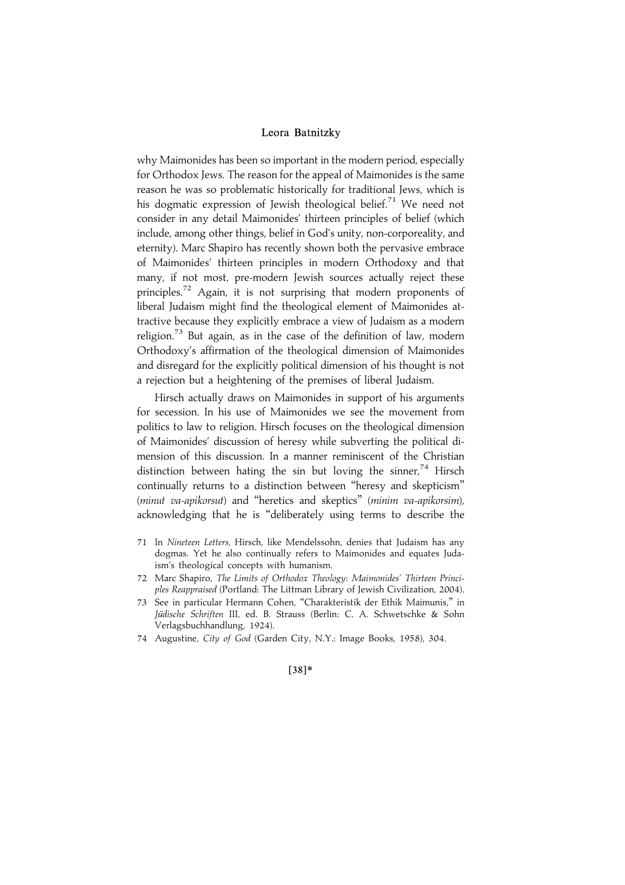why Maimonides has been so important in the modern period, especially for Orthodox Jews. The reason for the appeal of Maimonides is the same reason he was so problematic historically for traditional Jews, which is his dogmatic expression of Jewish theological belief.[71] We need not consider in any detail Maimonides' thirteen principles of belief (which include, among other things, belief in God's unity, non-corporeality, and eternity). Marc Shapiro has recently shown both the pervasive embrace of Maimonides' thirteen principles in modern Orthodoxy and that many, if not most, pre-modern Jewish sources actually reject these principles.[72] Again, it is not surprising that modern proponents of liberal Judaism might find the theological element of Maimonides attractive because they explicitly embrace a view of Judaism as a modern religion.[73] But again, as in the case of the definition of law, modern Orthodoxy's affirmation of the theological dimension of Maimonides and disregard for the explicitly political dimension of his thought is not a rejection but a heightening of the premises of liberal Judaism.

Hirsch actually draws on Maimonides in support of his arguments for secession. In his use of Maimonides we see the movement from politics to law to religion. Hirsch focuses on the theological dimension of Maimonides' discussion of heresy while subverting the political dimension of this discussion. In a manner reminiscent of the Christian distinction between hating the sin but loving the sinner,[74] Hirsch continually returns to a distinction between "heresy and skepticism" (*minut va-apikorsut*) and "heretics and skeptics" (*minim va-apikorsim*), acknowledging that he is "deliberately using terms to describe the

71 In *Nineteen Letters*, Hirsch, like Mendelssohn, denies that Judaism has any dogmas. Yet he also continually refers to Maimonides and equates Judaism's theological concepts with humanism.

72 Marc Shapiro, *The Limits of Orthodox Theology: Maimonides' Thirteen Principles Reappraised* (Portland: The Littman Library of Jewish Civilization, 2004).

73 See in particular Hermann Cohen, "Charakteristik der Ethik Maimunis," in *Jüdische Schriften* III, ed. B. Strauss (Berlin: C. A. Schwetschke & Sohn Verlagsbuchhandlung, 1924).

74 Augustine, *City of God* (Garden City, N.Y.: Image Books, 1958), 304.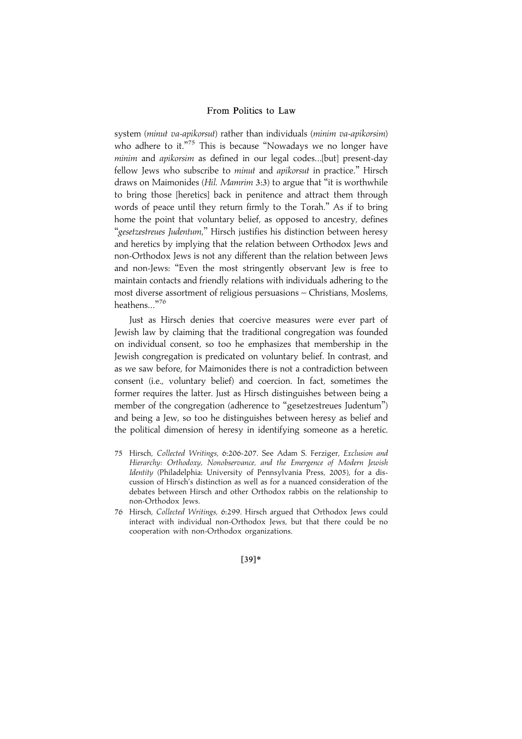system (*minut va-apikorsut*) rather than individuals (*minim va-apikorsim*) who adhere to it."[75] This is because "Nowadays we no longer have *minim* and *apikorsim* as defined in our legal codes...[but] present-day fellow Jews who subscribe to *minut* and *apikorsut* in practice." Hirsch draws on Maimonides (*Hil. Mamrim* 3:3) to argue that "it is worthwhile to bring those [heretics] back in penitence and attract them through words of peace until they return firmly to the Torah." As if to bring home the point that voluntary belief, as opposed to ancestry, defines "*gesetzestreues Judentum*," Hirsch justifies his distinction between heresy and heretics by implying that the relation between Orthodox Jews and non-Orthodox Jews is not any different than the relation between Jews and non-Jews: "Even the most stringently observant Jew is free to maintain contacts and friendly relations with individuals adhering to the most diverse assortment of religious persuasions – Christians, Moslems, heathens..."[76]

Just as Hirsch denies that coercive measures were ever part of Jewish law by claiming that the traditional congregation was founded on individual consent, so too he emphasizes that membership in the Jewish congregation is predicated on voluntary belief. In contrast, and as we saw before, for Maimonides there is not a contradiction between consent (i.e., voluntary belief) and coercion. In fact, sometimes the former requires the latter. Just as Hirsch distinguishes between being a member of the congregation (adherence to "gesetzestreues Judentum") and being a Jew, so too he distinguishes between heresy as belief and the political dimension of heresy in identifying someone as a heretic.

75 Hirsch, *Collected Writings*, 6:206-207. See Adam S. Ferziger, *Exclusion and Hierarchy: Orthodoxy, Nonobservance, and the Emergence of Modern Jewish Identity* (Philadelphia: University of Pennsylvania Press, 2005), for a discussion of Hirsch's distinction as well as for a nuanced consideration of the debates between Hirsch and other Orthodox rabbis on the relationship to non-Orthodox Jews.

76 Hirsch, *Collected Writings*, 6:299. Hirsch argued that Orthodox Jews could interact with individual non-Orthodox Jews, but that there could be no cooperation with non-Orthodox organizations.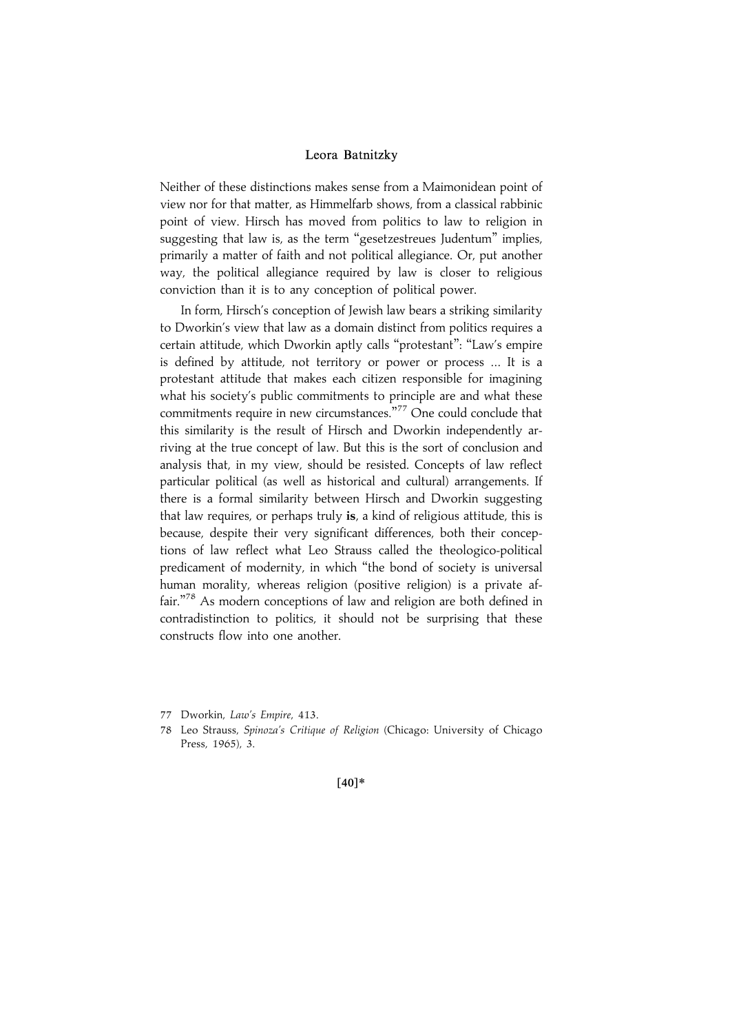Neither of these distinctions makes sense from a Maimonidean point of view nor for that matter, as Himmelfarb shows, from a classical rabbinic point of view. Hirsch has moved from politics to law to religion in suggesting that law is, as the term "gesetzestreues Judentum" implies, primarily a matter of faith and not political allegiance. Or, put another way, the political allegiance required by law is closer to religious conviction than it is to any conception of political power.

In form, Hirsch's conception of Jewish law bears a striking similarity to Dworkin's view that law as a domain distinct from politics requires a certain attitude, which Dworkin aptly calls "protestant": "Law's empire is defined by attitude, not territory or power or process ... It is a protestant attitude that makes each citizen responsible for imagining what his society's public commitments to principle are and what these commitments require in new circumstances."[77] One could conclude that this similarity is the result of Hirsch and Dworkin independently arriving at the true concept of law. But this is the sort of conclusion and analysis that, in my view, should be resisted. Concepts of law reflect particular political (as well as historical and cultural) arrangements. If there is a formal similarity between Hirsch and Dworkin suggesting that law requires, or perhaps truly **is**, a kind of religious attitude, this is because, despite their very significant differences, both their conceptions of law reflect what Leo Strauss called the theologico-political predicament of modernity, in which "the bond of society is universal human morality, whereas religion (positive religion) is a private affair."[78] As modern conceptions of law and religion are both defined in contradistinction to politics, it should not be surprising that these constructs flow into one another.

77 Dworkin, *Law's Empire*, 413.

78 Leo Strauss, *Spinoza's Critique of Religion* (Chicago: University of Chicago Press, 1965), 3.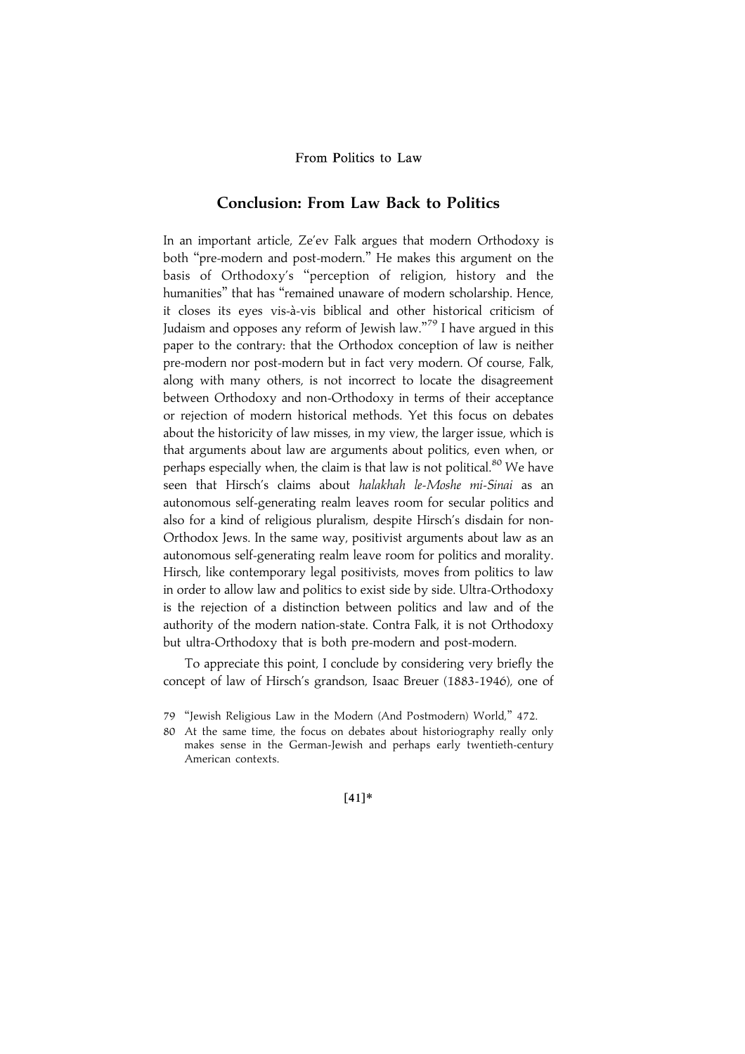## Conclusion: From Law Back to Politics

In an important article, Ze'ev Falk argues that modern Orthodoxy is both "pre-modern and post-modern." He makes this argument on the basis of Orthodoxy's "perception of religion, history and the humanities" that has "remained unaware of modern scholarship. Hence, it closes its eyes vis-à-vis biblical and other historical criticism of Judaism and opposes any reform of Jewish law."[79] I have argued in this paper to the contrary: that the Orthodox conception of law is neither pre-modern nor post-modern but in fact very modern. Of course, Falk, along with many others, is not incorrect to locate the disagreement between Orthodoxy and non-Orthodoxy in terms of their acceptance or rejection of modern historical methods. Yet this focus on debates about the historicity of law misses, in my view, the larger issue, which is that arguments about law are arguments about politics, even when, or perhaps especially when, the claim is that law is not political.[80] We have seen that Hirsch's claims about *halakhah le-Moshe mi-Sinai* as an autonomous self-generating realm leaves room for secular politics and also for a kind of religious pluralism, despite Hirsch's disdain for non-Orthodox Jews. In the same way, positivist arguments about law as an autonomous self-generating realm leave room for politics and morality. Hirsch, like contemporary legal positivists, moves from politics to law in order to allow law and politics to exist side by side. Ultra-Orthodoxy is the rejection of a distinction between politics and law and of the authority of the modern nation-state. Contra Falk, it is not Orthodoxy but ultra-Orthodoxy that is both pre-modern and post-modern.

To appreciate this point, I conclude by considering very briefly the concept of law of Hirsch's grandson, Isaac Breuer (1883-1946), one of

79 "Jewish Religious Law in the Modern (And Postmodern) World," 472.

80 At the same time, the focus on debates about historiography really only makes sense in the German-Jewish and perhaps early twentieth-century American contexts.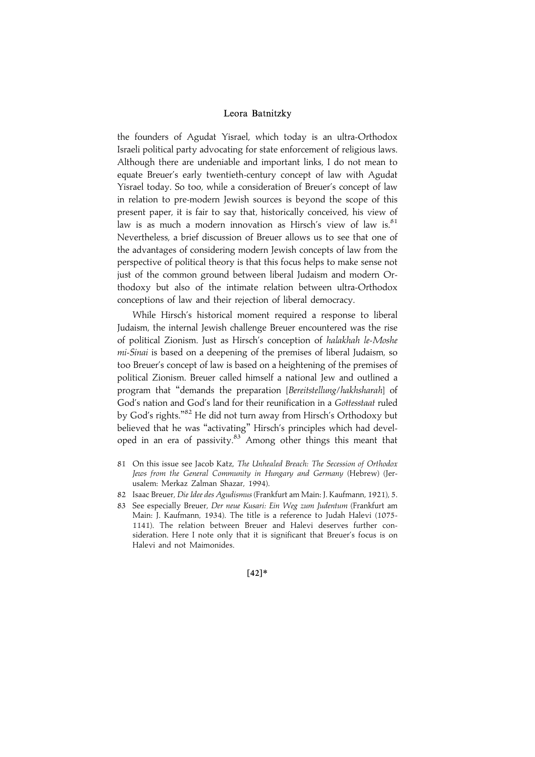the founders of Agudat Yisrael, which today is an ultra-Orthodox Israeli political party advocating for state enforcement of religious laws. Although there are undeniable and important links, I do not mean to equate Breuer's early twentieth-century concept of law with Agudat Yisrael today. So too, while a consideration of Breuer's concept of law in relation to pre-modern Jewish sources is beyond the scope of this present paper, it is fair to say that, historically conceived, his view of law is as much a modern innovation as Hirsch's view of law is.[81] Nevertheless, a brief discussion of Breuer allows us to see that one of the advantages of considering modern Jewish concepts of law from the perspective of political theory is that this focus helps to make sense not just of the common ground between liberal Judaism and modern Orthodoxy but also of the intimate relation between ultra-Orthodox conceptions of law and their rejection of liberal democracy.

While Hirsch's historical moment required a response to liberal Judaism, the internal Jewish challenge Breuer encountered was the rise of political Zionism. Just as Hirsch's conception of *halakhah le-Moshe mi-Sinai* is based on a deepening of the premises of liberal Judaism, so too Breuer's concept of law is based on a heightening of the premises of political Zionism. Breuer called himself a national Jew and outlined a program that "demands the preparation [*Bereitstellung*/*hakhsharah*] of God's nation and God's land for their reunification in a *Gottesstaat* ruled by God's rights."[82] He did not turn away from Hirsch's Orthodoxy but believed that he was "activating" Hirsch's principles which had developed in an era of passivity.[83] Among other things this meant that

81 On this issue see Jacob Katz, *The Unhealed Breach: The Secession of Orthodox Jews from the General Community in Hungary and Germany* (Hebrew) (Jerusalem: Merkaz Zalman Shazar, 1994).

82 Isaac Breuer, *Die Idee des Agudismus* (Frankfurt am Main: J. Kaufmann, 1921), 5.

83 See especially Breuer, *Der neue Kusari: Ein Weg zum Judentum* (Frankfurt am Main: J. Kaufmann, 1934). The title is a reference to Judah Halevi (1075-1141). The relation between Breuer and Halevi deserves further consideration. Here I note only that it is significant that Breuer's focus is on Halevi and not Maimonides.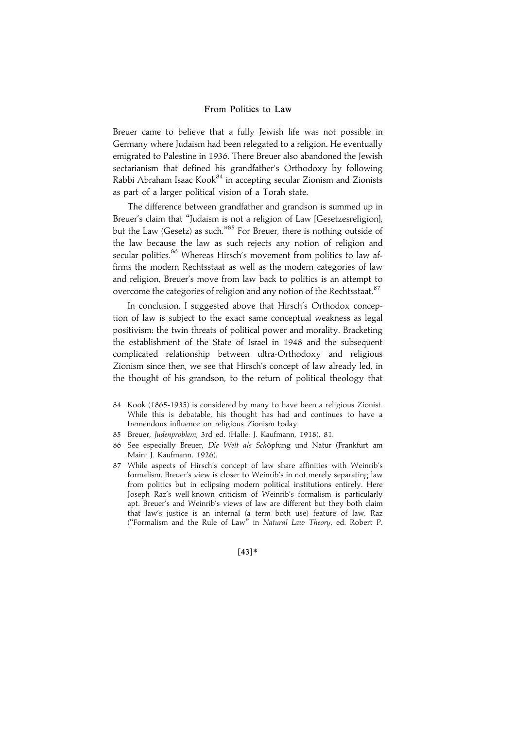Breuer came to believe that a fully Jewish life was not possible in Germany where Judaism had been relegated to a religion. He eventually emigrated to Palestine in 1936. There Breuer also abandoned the Jewish sectarianism that defined his grandfather's Orthodoxy by following Rabbi Abraham Isaac Kook[84] in accepting secular Zionism and Zionists as part of a larger political vision of a Torah state.

The difference between grandfather and grandson is summed up in Breuer's claim that "Judaism is not a religion of Law [Gesetzesreligion], but the Law (Gesetz) as such."[85] For Breuer, there is nothing outside of the law because the law as such rejects any notion of religion and secular politics.[86] Whereas Hirsch's movement from politics to law affirms the modern Rechtsstaat as well as the modern categories of law and religion, Breuer's move from law back to politics is an attempt to overcome the categories of religion and any notion of the Rechtsstaat.[87]

In conclusion, I suggested above that Hirsch's Orthodox conception of law is subject to the exact same conceptual weakness as legal positivism: the twin threats of political power and morality. Bracketing the establishment of the State of Israel in 1948 and the subsequent complicated relationship between ultra-Orthodoxy and religious Zionism since then, we see that Hirsch's concept of law already led, in the thought of his grandson, to the return of political theology that

84 Kook (1865-1935) is considered by many to have been a religious Zionist. While this is debatable, his thought has had and continues to have a tremendous influence on religious Zionism today.

85 Breuer, *Judenproblem*, 3rd ed. (Halle: J. Kaufmann, 1918), 81.

86 See especially Breuer, *Die Welt als Sch*öpfung und Natur (Frankfurt am Main: J. Kaufmann, 1926).

87 While aspects of Hirsch's concept of law share affinities with Weinrib's formalism, Breuer's view is closer to Weinrib's in not merely separating law from politics but in eclipsing modern political institutions entirely. Here Joseph Raz's well-known criticism of Weinrib's formalism is particularly apt. Breuer's and Weinrib's views of law are different but they both claim that law's justice is an internal (a term both use) feature of law. Raz ("Formalism and the Rule of Law" in *Natural Law Theory*, ed. Robert P.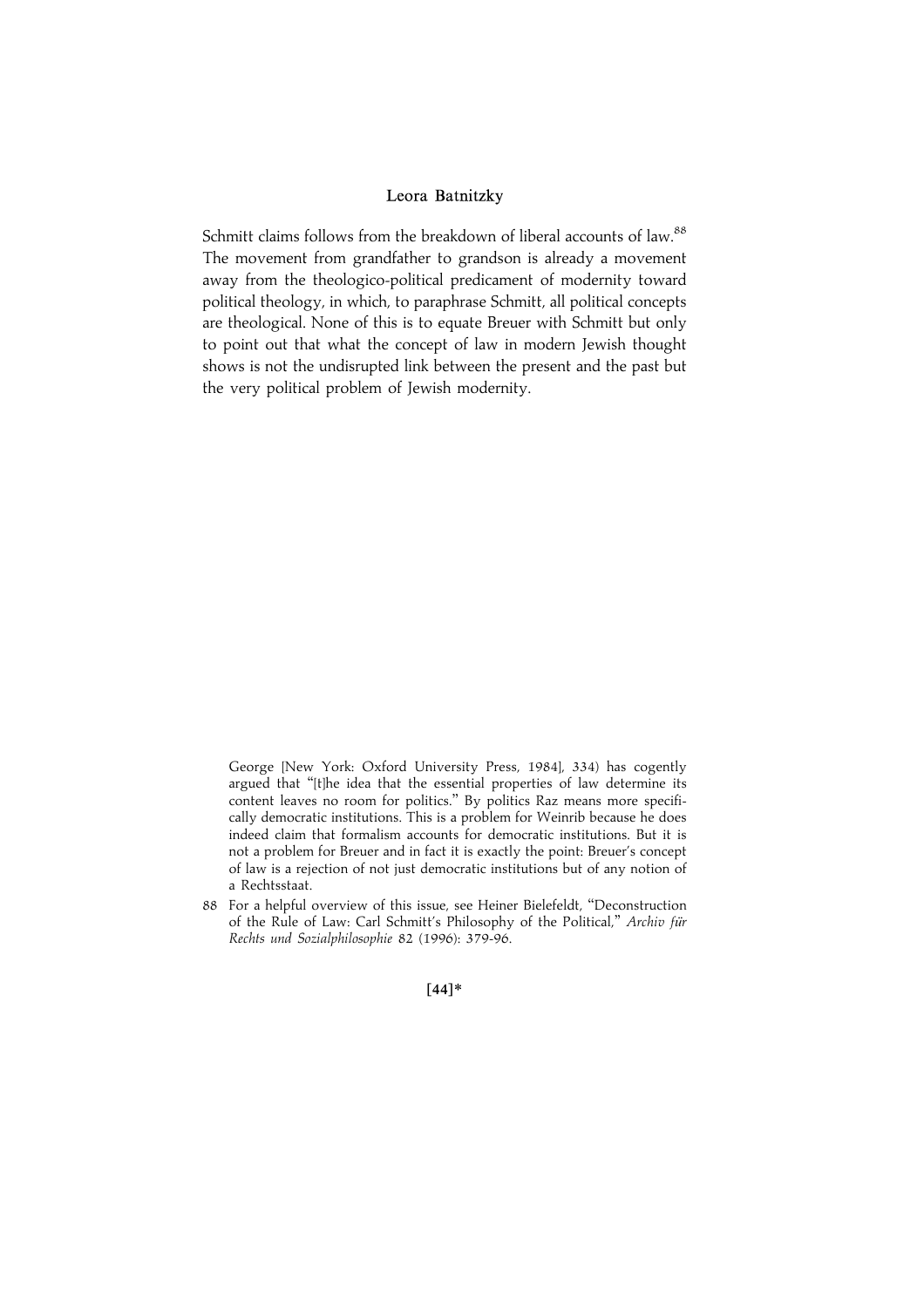Schmitt claims follows from the breakdown of liberal accounts of law.[88] The movement from grandfather to grandson is already a movement away from the theologico-political predicament of modernity toward political theology, in which, to paraphrase Schmitt, all political concepts are theological. None of this is to equate Breuer with Schmitt but only to point out that what the concept of law in modern Jewish thought shows is not the undisrupted link between the present and the past but the very political problem of Jewish modernity.

George [New York: Oxford University Press, 1984], 334) has cogently argued that "[t]he idea that the essential properties of law determine its content leaves no room for politics." By politics Raz means more specifically democratic institutions. This is a problem for Weinrib because he does indeed claim that formalism accounts for democratic institutions. But it is not a problem for Breuer and in fact it is exactly the point: Breuer's concept of law is a rejection of not just democratic institutions but of any notion of a Rechtsstaat.

88 For a helpful overview of this issue, see Heiner Bielefeldt, "Deconstruction of the Rule of Law: Carl Schmitt's Philosophy of the Political," *Archiv für Rechts und Sozialphilosophie* 82 (1996): 379-96.